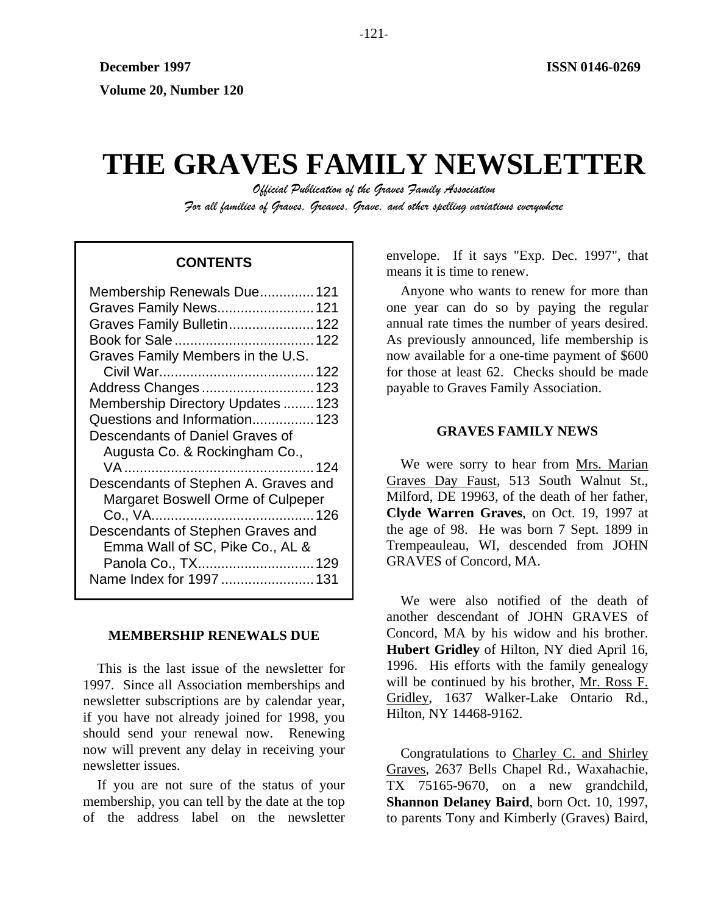December 1997 ISSN 0146-0269

Volume 20, Number 120

# THE GRAVES FAMILY NEWSLETTER

*Official Publication of the Graves Family Association*

*For all families of Graves, Greaves, Grave, and other spelling variations everywhere*

**CONTENTS**

Membership Renewals Due..............121
Graves Family News.........................121
Graves Family Bulletin......................122
Book for Sale....................................122
Graves Family Members in the U.S. Civil War........................................122
Address Changes.............................123
Membership Directory Updates........123
Questions and Information................123
Descendants of Daniel Graves of Augusta Co. & Rockingham Co., VA.................................................124
Descendants of Stephen A. Graves and Margaret Boswell Orme of Culpeper Co., VA...........................................126
Descendants of Stephen Graves and Emma Wall of SC, Pike Co., AL & Panola Co., TX..............................129
Name Index for 1997........................131

## MEMBERSHIP RENEWALS DUE

This is the last issue of the newsletter for 1997. Since all Association memberships and newsletter subscriptions are by calendar year, if you have not already joined for 1998, you should send your renewal now. Renewing now will prevent any delay in receiving your newsletter issues.

If you are not sure of the status of your membership, you can tell by the date at the top of the address label on the newsletter envelope. If it says "Exp. Dec. 1997", that means it is time to renew.

Anyone who wants to renew for more than one year can do so by paying the regular annual rate times the number of years desired. As previously announced, life membership is now available for a one-time payment of $600 for those at least 62. Checks should be made payable to Graves Family Association.

## GRAVES FAMILY NEWS

We were sorry to hear from Mrs. Marian Graves Day Faust, 513 South Walnut St., Milford, DE 19963, of the death of her father, **Clyde Warren Graves**, on Oct. 19, 1997 at the age of 98. He was born 7 Sept. 1899 in Trempeauleau, WI, descended from JOHN GRAVES of Concord, MA.

We were also notified of the death of another descendant of JOHN GRAVES of Concord, MA by his widow and his brother. **Hubert Gridley** of Hilton, NY died April 16, 1996. His efforts with the family genealogy will be continued by his brother, Mr. Ross F. Gridley, 1637 Walker-Lake Ontario Rd., Hilton, NY 14468-9162.

Congratulations to Charley C. and Shirley Graves, 2637 Bells Chapel Rd., Waxahachie, TX 75165-9670, on a new grandchild, **Shannon Delaney Baird**, born Oct. 10, 1997, to parents Tony and Kimberly (Graves) Baird,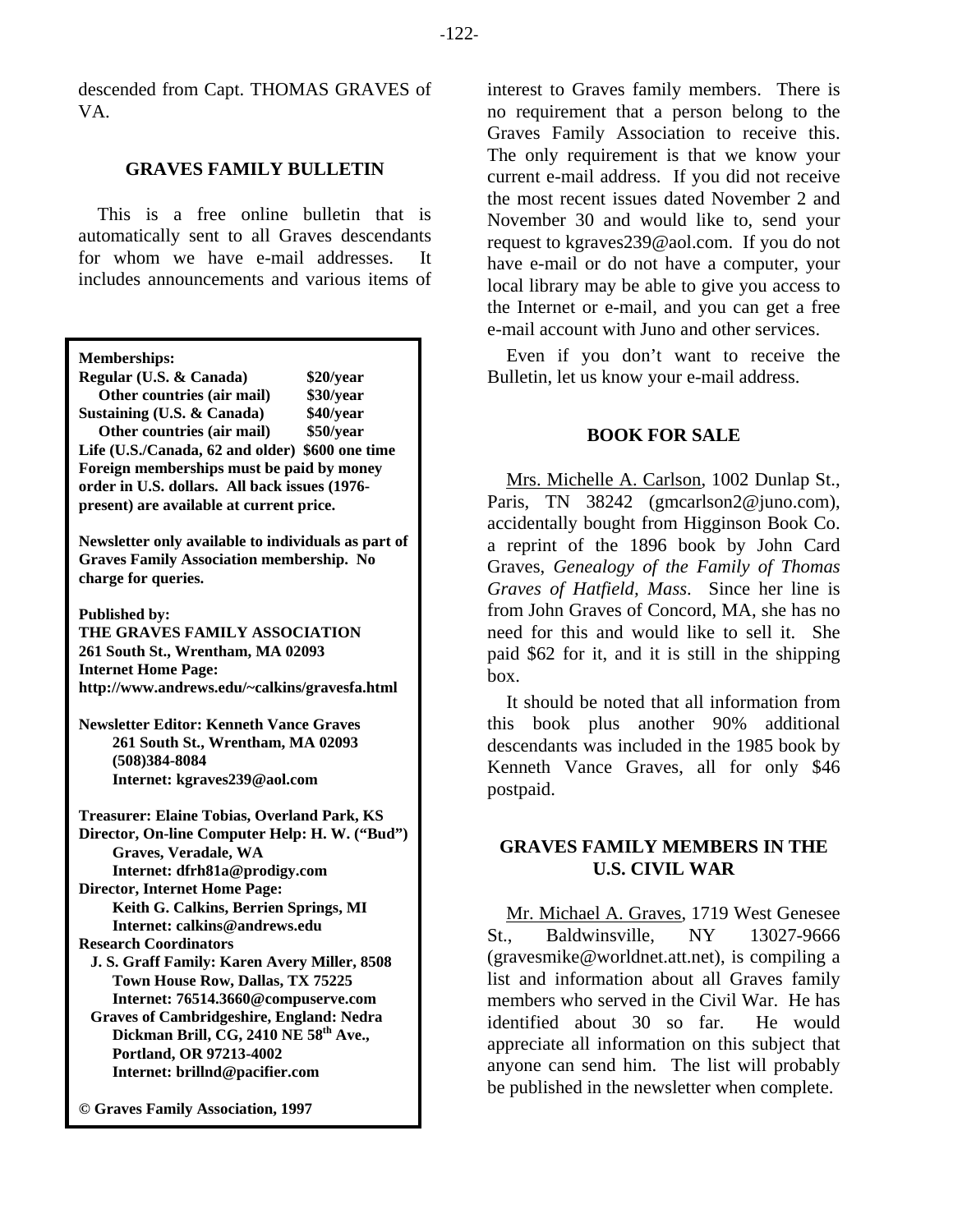descended from Capt. THOMAS GRAVES of VA.

## GRAVES FAMILY BULLETIN

This is a free online bulletin that is automatically sent to all Graves descendants for whom we have e-mail addresses. It includes announcements and various items of interest to Graves family members. There is no requirement that a person belong to the Graves Family Association to receive this. The only requirement is that we know your current e-mail address. If you did not receive the most recent issues dated November 2 and November 30 and would like to, send your request to kgraves239@aol.com. If you do not have e-mail or do not have a computer, your local library may be able to give you access to the Internet or e-mail, and you can get a free e-mail account with Juno and other services.

Even if you don't want to receive the Bulletin, let us know your e-mail address.

**Memberships:**

| | |
|---|---|
| **Regular (U.S. & Canada)** | **$20/year** |
| **Other countries (air mail)** | **$30/year** |
| **Sustaining (U.S. & Canada)** | **$40/year** |
| **Other countries (air mail)** | **$50/year** |
| **Life (U.S./Canada, 62 and older)** | **$600 one time** |

**Foreign memberships must be paid by money order in U.S. dollars. All back issues (1976-present) are available at current price.**

**Newsletter only available to individuals as part of Graves Family Association membership. No charge for queries.**

**Published by:**
**THE GRAVES FAMILY ASSOCIATION**
**261 South St., Wrentham, MA 02093**
**Internet Home Page:**
**http://www.andrews.edu/~calkins/gravesfa.html**

**Newsletter Editor: Kenneth Vance Graves**
**261 South St., Wrentham, MA 02093**
**(508)384-8084**
**Internet: kgraves239@aol.com**

**Treasurer: Elaine Tobias, Overland Park, KS**
**Director, On-line Computer Help: H. W. ("Bud") Graves, Veradale, WA**
**Internet: dfrh81a@prodigy.com**
**Director, Internet Home Page:**
**Keith G. Calkins, Berrien Springs, MI**
**Internet: calkins@andrews.edu**
**Research Coordinators**
**J. S. Graff Family: Karen Avery Miller, 8508 Town House Row, Dallas, TX 75225**
**Internet: 76514.3660@compuserve.com**
**Graves of Cambridgeshire, England: Nedra Dickman Brill, CG, 2410 NE 58th Ave., Portland, OR 97213-4002**
**Internet: brillnd@pacifier.com**

**© Graves Family Association, 1997**

## BOOK FOR SALE

Mrs. Michelle A. Carlson, 1002 Dunlap St., Paris, TN 38242 (gmcarlson2@juno.com), accidentally bought from Higginson Book Co. a reprint of the 1896 book by John Card Graves, *Genealogy of the Family of Thomas Graves of Hatfield, Mass*. Since her line is from John Graves of Concord, MA, she has no need for this and would like to sell it. She paid $62 for it, and it is still in the shipping box.

It should be noted that all information from this book plus another 90% additional descendants was included in the 1985 book by Kenneth Vance Graves, all for only $46 postpaid.

## GRAVES FAMILY MEMBERS IN THE U.S. CIVIL WAR

Mr. Michael A. Graves, 1719 West Genesee St., Baldwinsville, NY 13027-9666 (gravesmike@worldnet.att.net), is compiling a list and information about all Graves family members who served in the Civil War. He has identified about 30 so far. He would appreciate all information on this subject that anyone can send him. The list will probably be published in the newsletter when complete.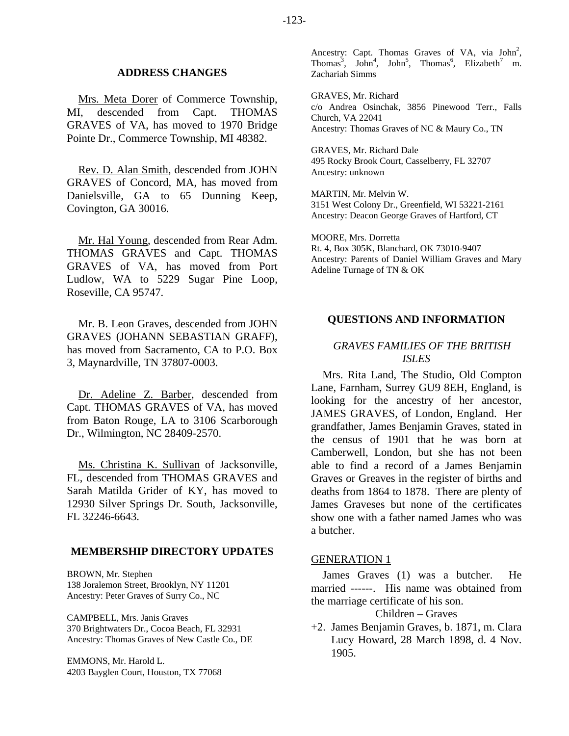## ADDRESS CHANGES

Mrs. Meta Dorer of Commerce Township, MI, descended from Capt. THOMAS GRAVES of VA, has moved to 1970 Bridge Pointe Dr., Commerce Township, MI 48382.

Rev. D. Alan Smith, descended from JOHN GRAVES of Concord, MA, has moved from Danielsville, GA to 65 Dunning Keep, Covington, GA 30016.

Mr. Hal Young, descended from Rear Adm. THOMAS GRAVES and Capt. THOMAS GRAVES of VA, has moved from Port Ludlow, WA to 5229 Sugar Pine Loop, Roseville, CA 95747.

Mr. B. Leon Graves, descended from JOHN GRAVES (JOHANN SEBASTIAN GRAFF), has moved from Sacramento, CA to P.O. Box 3, Maynardville, TN 37807-0003.

Dr. Adeline Z. Barber, descended from Capt. THOMAS GRAVES of VA, has moved from Baton Rouge, LA to 3106 Scarborough Dr., Wilmington, NC 28409-2570.

Ms. Christina K. Sullivan of Jacksonville, FL, descended from THOMAS GRAVES and Sarah Matilda Grider of KY, has moved to 12930 Silver Springs Dr. South, Jacksonville, FL 32246-6643.

## MEMBERSHIP DIRECTORY UPDATES

BROWN, Mr. Stephen
138 Joralemon Street, Brooklyn, NY 11201
Ancestry: Peter Graves of Surry Co., NC

CAMPBELL, Mrs. Janis Graves
370 Brightwaters Dr., Cocoa Beach, FL 32931
Ancestry: Thomas Graves of New Castle Co., DE

EMMONS, Mr. Harold L.
4203 Bayglen Court, Houston, TX 77068
Ancestry: Capt. Thomas Graves of VA, via John[2], Thomas[3], John[4], John[5], Thomas[6], Elizabeth[7] m. Zachariah Simms

GRAVES, Mr. Richard
c/o Andrea Osinchak, 3856 Pinewood Terr., Falls Church, VA 22041
Ancestry: Thomas Graves of NC & Maury Co., TN

GRAVES, Mr. Richard Dale
495 Rocky Brook Court, Casselberry, FL 32707
Ancestry: unknown

MARTIN, Mr. Melvin W.
3151 West Colony Dr., Greenfield, WI 53221-2161
Ancestry: Deacon George Graves of Hartford, CT

MOORE, Mrs. Dorretta
Rt. 4, Box 305K, Blanchard, OK 73010-9407
Ancestry: Parents of Daniel William Graves and Mary Adeline Turnage of TN & OK

## QUESTIONS AND INFORMATION

### *GRAVES FAMILIES OF THE BRITISH ISLES*

Mrs. Rita Land, The Studio, Old Compton Lane, Farnham, Surrey GU9 8EH, England, is looking for the ancestry of her ancestor, JAMES GRAVES, of London, England. Her grandfather, James Benjamin Graves, stated in the census of 1901 that he was born at Camberwell, London, but she has not been able to find a record of a James Benjamin Graves or Greaves in the register of births and deaths from 1864 to 1878. There are plenty of James Graveses but none of the certificates show one with a father named James who was a butcher.

GENERATION 1

James Graves (1) was a butcher. He married ------. His name was obtained from the marriage certificate of his son.

Children – Graves

+2. James Benjamin Graves, b. 1871, m. Clara Lucy Howard, 28 March 1898, d. 4 Nov. 1905.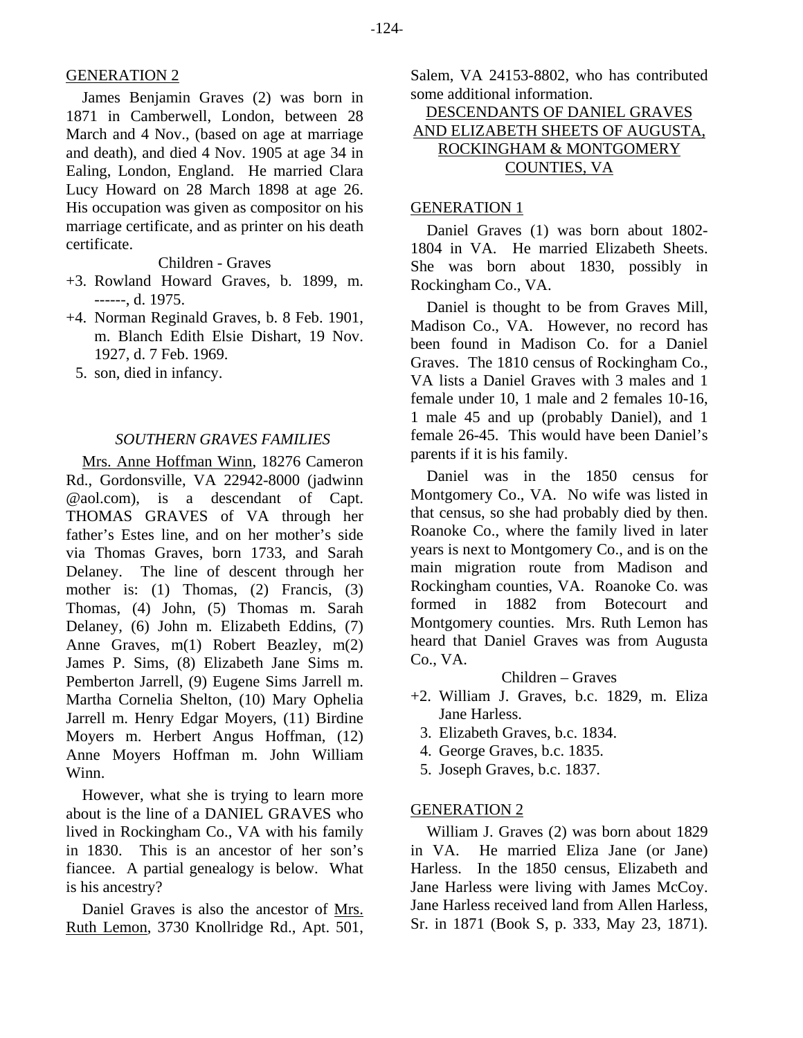GENERATION 2

James Benjamin Graves (2) was born in 1871 in Camberwell, London, between 28 March and 4 Nov., (based on age at marriage and death), and died 4 Nov. 1905 at age 34 in Ealing, London, England. He married Clara Lucy Howard on 28 March 1898 at age 26. His occupation was given as compositor on his marriage certificate, and as printer on his death certificate.

Children - Graves

+3. Rowland Howard Graves, b. 1899, m. ------, d. 1975.
+4. Norman Reginald Graves, b. 8 Feb. 1901, m. Blanch Edith Elsie Dishart, 19 Nov. 1927, d. 7 Feb. 1969.
5. son, died in infancy.

### *SOUTHERN GRAVES FAMILIES*

Mrs. Anne Hoffman Winn, 18276 Cameron Rd., Gordonsville, VA 22942-8000 (jadwinn @aol.com), is a descendant of Capt. THOMAS GRAVES of VA through her father's Estes line, and on her mother's side via Thomas Graves, born 1733, and Sarah Delaney. The line of descent through her mother is: (1) Thomas, (2) Francis, (3) Thomas, (4) John, (5) Thomas m. Sarah Delaney, (6) John m. Elizabeth Eddins, (7) Anne Graves, m(1) Robert Beazley, m(2) James P. Sims, (8) Elizabeth Jane Sims m. Pemberton Jarrell, (9) Eugene Sims Jarrell m. Martha Cornelia Shelton, (10) Mary Ophelia Jarrell m. Henry Edgar Moyers, (11) Birdine Moyers m. Herbert Angus Hoffman, (12) Anne Moyers Hoffman m. John William Winn.

However, what she is trying to learn more about is the line of a DANIEL GRAVES who lived in Rockingham Co., VA with his family in 1830. This is an ancestor of her son's fiancee. A partial genealogy is below. What is his ancestry?

Daniel Graves is also the ancestor of Mrs. Ruth Lemon, 3730 Knollridge Rd., Apt. 501, Salem, VA 24153-8802, who has contributed some additional information.

DESCENDANTS OF DANIEL GRAVES AND ELIZABETH SHEETS OF AUGUSTA, ROCKINGHAM & MONTGOMERY COUNTIES, VA

GENERATION 1

Daniel Graves (1) was born about 1802-1804 in VA. He married Elizabeth Sheets. She was born about 1830, possibly in Rockingham Co., VA.

Daniel is thought to be from Graves Mill, Madison Co., VA. However, no record has been found in Madison Co. for a Daniel Graves. The 1810 census of Rockingham Co., VA lists a Daniel Graves with 3 males and 1 female under 10, 1 male and 2 females 10-16, 1 male 45 and up (probably Daniel), and 1 female 26-45. This would have been Daniel's parents if it is his family.

Daniel was in the 1850 census for Montgomery Co., VA. No wife was listed in that census, so she had probably died by then. Roanoke Co., where the family lived in later years is next to Montgomery Co., and is on the main migration route from Madison and Rockingham counties, VA. Roanoke Co. was formed in 1882 from Botecourt and Montgomery counties. Mrs. Ruth Lemon has heard that Daniel Graves was from Augusta Co., VA.

Children – Graves

+2. William J. Graves, b.c. 1829, m. Eliza Jane Harless.
3. Elizabeth Graves, b.c. 1834.
4. George Graves, b.c. 1835.
5. Joseph Graves, b.c. 1837.

GENERATION 2

William J. Graves (2) was born about 1829 in VA. He married Eliza Jane (or Jane) Harless. In the 1850 census, Elizabeth and Jane Harless were living with James McCoy. Jane Harless received land from Allen Harless, Sr. in 1871 (Book S, p. 333, May 23, 1871).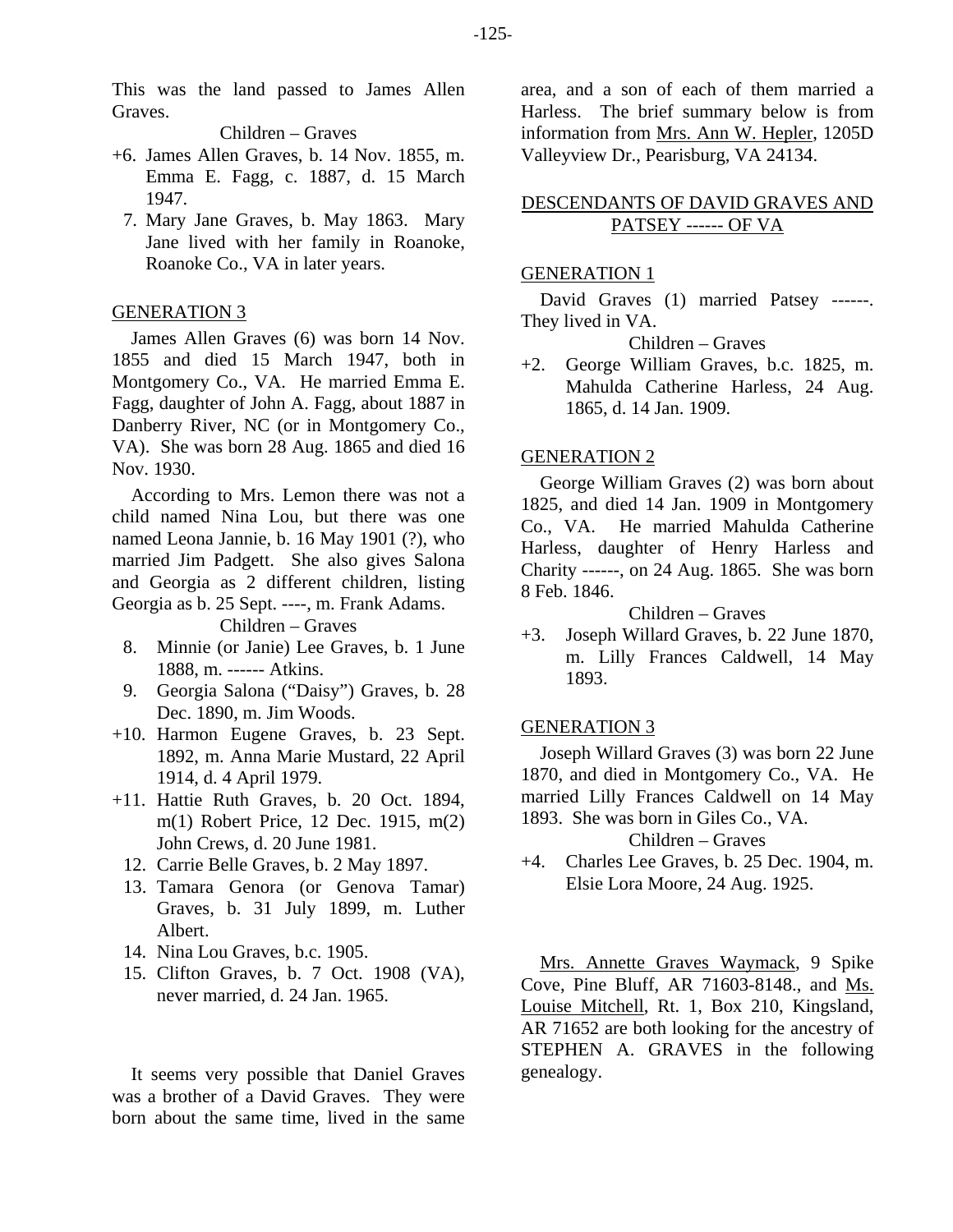This was the land passed to James Allen Graves.

Children – Graves

+6. James Allen Graves, b. 14 Nov. 1855, m. Emma E. Fagg, c. 1887, d. 15 March 1947.

7. Mary Jane Graves, b. May 1863. Mary Jane lived with her family in Roanoke, Roanoke Co., VA in later years.

GENERATION 3

James Allen Graves (6) was born 14 Nov. 1855 and died 15 March 1947, both in Montgomery Co., VA. He married Emma E. Fagg, daughter of John A. Fagg, about 1887 in Danberry River, NC (or in Montgomery Co., VA). She was born 28 Aug. 1865 and died 16 Nov. 1930.

According to Mrs. Lemon there was not a child named Nina Lou, but there was one named Leona Jannie, b. 16 May 1901 (?), who married Jim Padgett. She also gives Salona and Georgia as 2 different children, listing Georgia as b. 25 Sept. ----, m. Frank Adams.

Children – Graves

8. Minnie (or Janie) Lee Graves, b. 1 June 1888, m. ------ Atkins.

9. Georgia Salona ("Daisy") Graves, b. 28 Dec. 1890, m. Jim Woods.

+10. Harmon Eugene Graves, b. 23 Sept. 1892, m. Anna Marie Mustard, 22 April 1914, d. 4 April 1979.

+11. Hattie Ruth Graves, b. 20 Oct. 1894, m(1) Robert Price, 12 Dec. 1915, m(2) John Crews, d. 20 June 1981.

12. Carrie Belle Graves, b. 2 May 1897.

13. Tamara Genora (or Genova Tamar) Graves, b. 31 July 1899, m. Luther Albert.

14. Nina Lou Graves, b.c. 1905.

15. Clifton Graves, b. 7 Oct. 1908 (VA), never married, d. 24 Jan. 1965.

It seems very possible that Daniel Graves was a brother of a David Graves. They were born about the same time, lived in the same area, and a son of each of them married a Harless. The brief summary below is from information from Mrs. Ann W. Hepler, 1205D Valleyview Dr., Pearisburg, VA 24134.

## DESCENDANTS OF DAVID GRAVES AND PATSEY ------ OF VA

GENERATION 1

David Graves (1) married Patsey ------. They lived in VA.

Children – Graves

+2. George William Graves, b.c. 1825, m. Mahulda Catherine Harless, 24 Aug. 1865, d. 14 Jan. 1909.

GENERATION 2

George William Graves (2) was born about 1825, and died 14 Jan. 1909 in Montgomery Co., VA. He married Mahulda Catherine Harless, daughter of Henry Harless and Charity ------, on 24 Aug. 1865. She was born 8 Feb. 1846.

Children – Graves

+3. Joseph Willard Graves, b. 22 June 1870, m. Lilly Frances Caldwell, 14 May 1893.

GENERATION 3

Joseph Willard Graves (3) was born 22 June 1870, and died in Montgomery Co., VA. He married Lilly Frances Caldwell on 14 May 1893. She was born in Giles Co., VA.

Children – Graves

+4. Charles Lee Graves, b. 25 Dec. 1904, m. Elsie Lora Moore, 24 Aug. 1925.

Mrs. Annette Graves Waymack, 9 Spike Cove, Pine Bluff, AR 71603-8148., and Ms. Louise Mitchell, Rt. 1, Box 210, Kingsland, AR 71652 are both looking for the ancestry of STEPHEN A. GRAVES in the following genealogy.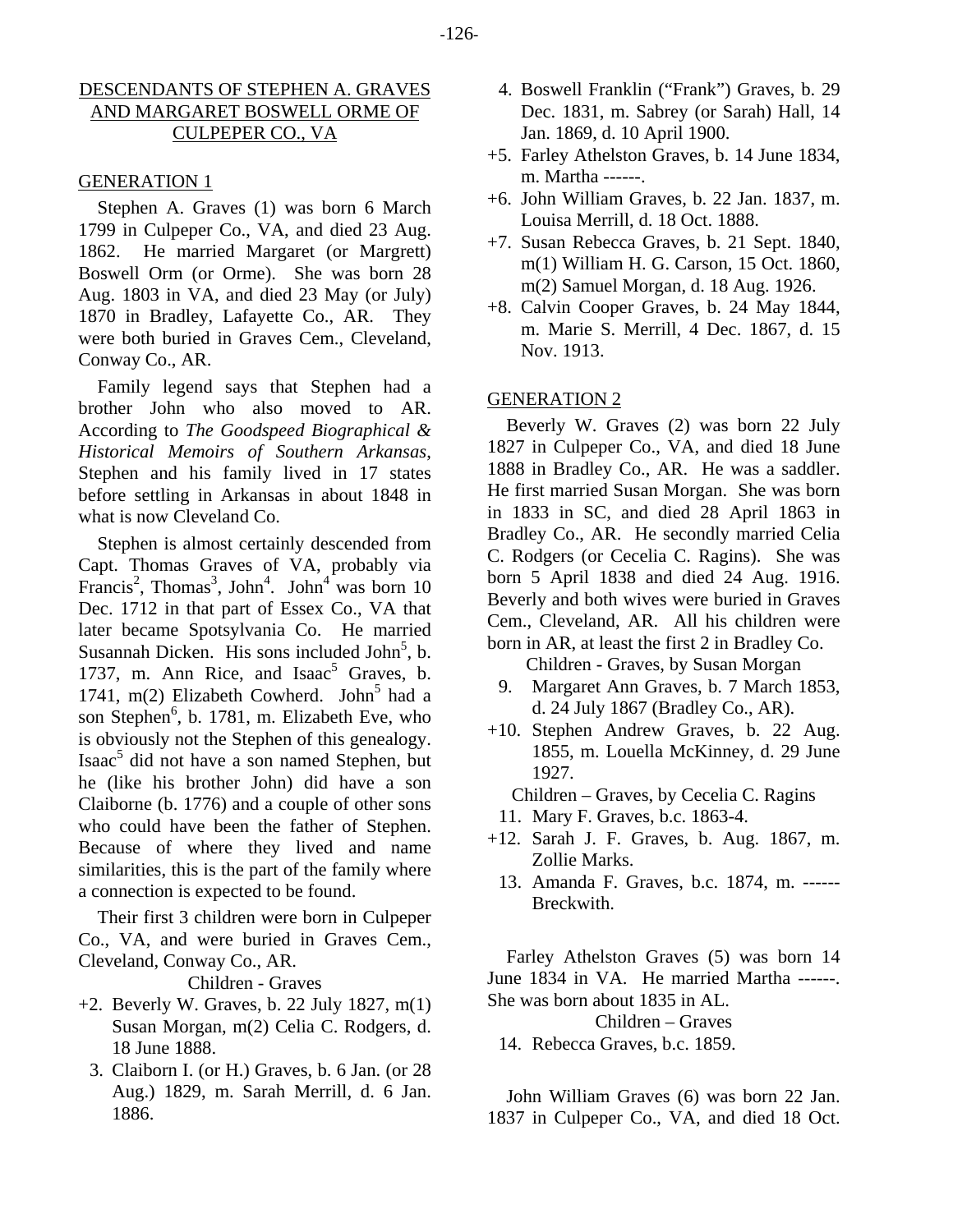## DESCENDANTS OF STEPHEN A. GRAVES AND MARGARET BOSWELL ORME OF CULPEPER CO., VA

### GENERATION 1

Stephen A. Graves (1) was born 6 March 1799 in Culpeper Co., VA, and died 23 Aug. 1862. He married Margaret (or Margrett) Boswell Orm (or Orme). She was born 28 Aug. 1803 in VA, and died 23 May (or July) 1870 in Bradley, Lafayette Co., AR. They were both buried in Graves Cem., Cleveland, Conway Co., AR.

Family legend says that Stephen had a brother John who also moved to AR. According to *The Goodspeed Biographical & Historical Memoirs of Southern Arkansas*, Stephen and his family lived in 17 states before settling in Arkansas in about 1848 in what is now Cleveland Co.

Stephen is almost certainly descended from Capt. Thomas Graves of VA, probably via Francis[2], Thomas[3], John[4]. John[4] was born 10 Dec. 1712 in that part of Essex Co., VA that later became Spotsylvania Co. He married Susannah Dicken. His sons included John[5], b. 1737, m. Ann Rice, and Isaac[5] Graves, b. 1741, m(2) Elizabeth Cowherd. John[5] had a son Stephen[6], b. 1781, m. Elizabeth Eve, who is obviously not the Stephen of this genealogy. Isaac[5] did not have a son named Stephen, but he (like his brother John) did have a son Claiborne (b. 1776) and a couple of other sons who could have been the father of Stephen. Because of where they lived and name similarities, this is the part of the family where a connection is expected to be found.

Their first 3 children were born in Culpeper Co., VA, and were buried in Graves Cem., Cleveland, Conway Co., AR.

Children - Graves

+2. Beverly W. Graves, b. 22 July 1827, m(1) Susan Morgan, m(2) Celia C. Rodgers, d. 18 June 1888.
3. Claiborn I. (or H.) Graves, b. 6 Jan. (or 28 Aug.) 1829, m. Sarah Merrill, d. 6 Jan. 1886.
4. Boswell Franklin ("Frank") Graves, b. 29 Dec. 1831, m. Sabrey (or Sarah) Hall, 14 Jan. 1869, d. 10 April 1900.
+5. Farley Athelston Graves, b. 14 June 1834, m. Martha ------.
+6. John William Graves, b. 22 Jan. 1837, m. Louisa Merrill, d. 18 Oct. 1888.
+7. Susan Rebecca Graves, b. 21 Sept. 1840, m(1) William H. G. Carson, 15 Oct. 1860, m(2) Samuel Morgan, d. 18 Aug. 1926.
+8. Calvin Cooper Graves, b. 24 May 1844, m. Marie S. Merrill, 4 Dec. 1867, d. 15 Nov. 1913.

### GENERATION 2

Beverly W. Graves (2) was born 22 July 1827 in Culpeper Co., VA, and died 18 June 1888 in Bradley Co., AR. He was a saddler. He first married Susan Morgan. She was born in 1833 in SC, and died 28 April 1863 in Bradley Co., AR. He secondly married Celia C. Rodgers (or Cecelia C. Ragins). She was born 5 April 1838 and died 24 Aug. 1916. Beverly and both wives were buried in Graves Cem., Cleveland, AR. All his children were born in AR, at least the first 2 in Bradley Co.

Children - Graves, by Susan Morgan

9. Margaret Ann Graves, b. 7 March 1853, d. 24 July 1867 (Bradley Co., AR).
+10. Stephen Andrew Graves, b. 22 Aug. 1855, m. Louella McKinney, d. 29 June 1927.

Children – Graves, by Cecelia C. Ragins

11. Mary F. Graves, b.c. 1863-4.
+12. Sarah J. F. Graves, b. Aug. 1867, m. Zollie Marks.
13. Amanda F. Graves, b.c. 1874, m. ------ Breckwith.

Farley Athelston Graves (5) was born 14 June 1834 in VA. He married Martha ------. She was born about 1835 in AL.

Children – Graves

14. Rebecca Graves, b.c. 1859.

John William Graves (6) was born 22 Jan. 1837 in Culpeper Co., VA, and died 18 Oct.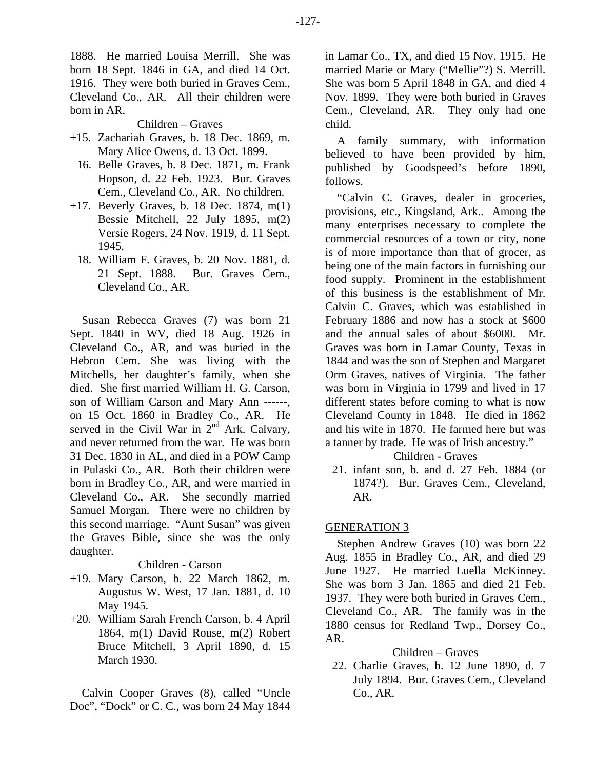1888. He married Louisa Merrill. She was born 18 Sept. 1846 in GA, and died 14 Oct. 1916. They were both buried in Graves Cem., Cleveland Co., AR. All their children were born in AR.

Children – Graves

+15. Zachariah Graves, b. 18 Dec. 1869, m. Mary Alice Owens, d. 13 Oct. 1899.
16. Belle Graves, b. 8 Dec. 1871, m. Frank Hopson, d. 22 Feb. 1923. Bur. Graves Cem., Cleveland Co., AR. No children.
+17. Beverly Graves, b. 18 Dec. 1874, m(1) Bessie Mitchell, 22 July 1895, m(2) Versie Rogers, 24 Nov. 1919, d. 11 Sept. 1945.
18. William F. Graves, b. 20 Nov. 1881, d. 21 Sept. 1888. Bur. Graves Cem., Cleveland Co., AR.

Susan Rebecca Graves (7) was born 21 Sept. 1840 in WV, died 18 Aug. 1926 in Cleveland Co., AR, and was buried in the Hebron Cem. She was living with the Mitchells, her daughter's family, when she died. She first married William H. G. Carson, son of William Carson and Mary Ann ------, on 15 Oct. 1860 in Bradley Co., AR. He served in the Civil War in 2nd Ark. Calvary, and never returned from the war. He was born 31 Dec. 1830 in AL, and died in a POW Camp in Pulaski Co., AR. Both their children were born in Bradley Co., AR, and were married in Cleveland Co., AR. She secondly married Samuel Morgan. There were no children by this second marriage. "Aunt Susan" was given the Graves Bible, since she was the only daughter.

Children - Carson

+19. Mary Carson, b. 22 March 1862, m. Augustus W. West, 17 Jan. 1881, d. 10 May 1945.
+20. William Sarah French Carson, b. 4 April 1864, m(1) David Rouse, m(2) Robert Bruce Mitchell, 3 April 1890, d. 15 March 1930.

Calvin Cooper Graves (8), called "Uncle Doc", "Dock" or C. C., was born 24 May 1844 in Lamar Co., TX, and died 15 Nov. 1915. He married Marie or Mary ("Mellie"?) S. Merrill. She was born 5 April 1848 in GA, and died 4 Nov. 1899. They were both buried in Graves Cem., Cleveland, AR. They only had one child.

A family summary, with information believed to have been provided by him, published by Goodspeed's before 1890, follows.

"Calvin C. Graves, dealer in groceries, provisions, etc., Kingsland, Ark.. Among the many enterprises necessary to complete the commercial resources of a town or city, none is of more importance than that of grocer, as being one of the main factors in furnishing our food supply. Prominent in the establishment of this business is the establishment of Mr. Calvin C. Graves, which was established in February 1886 and now has a stock at $600 and the annual sales of about $6000. Mr. Graves was born in Lamar County, Texas in 1844 and was the son of Stephen and Margaret Orm Graves, natives of Virginia. The father was born in Virginia in 1799 and lived in 17 different states before coming to what is now Cleveland County in 1848. He died in 1862 and his wife in 1870. He farmed here but was a tanner by trade. He was of Irish ancestry."

Children - Graves

21. infant son, b. and d. 27 Feb. 1884 (or 1874?). Bur. Graves Cem., Cleveland, AR.

## GENERATION 3

Stephen Andrew Graves (10) was born 22 Aug. 1855 in Bradley Co., AR, and died 29 June 1927. He married Luella McKinney. She was born 3 Jan. 1865 and died 21 Feb. 1937. They were both buried in Graves Cem., Cleveland Co., AR. The family was in the 1880 census for Redland Twp., Dorsey Co., AR.

Children – Graves

22. Charlie Graves, b. 12 June 1890, d. 7 July 1894. Bur. Graves Cem., Cleveland Co., AR.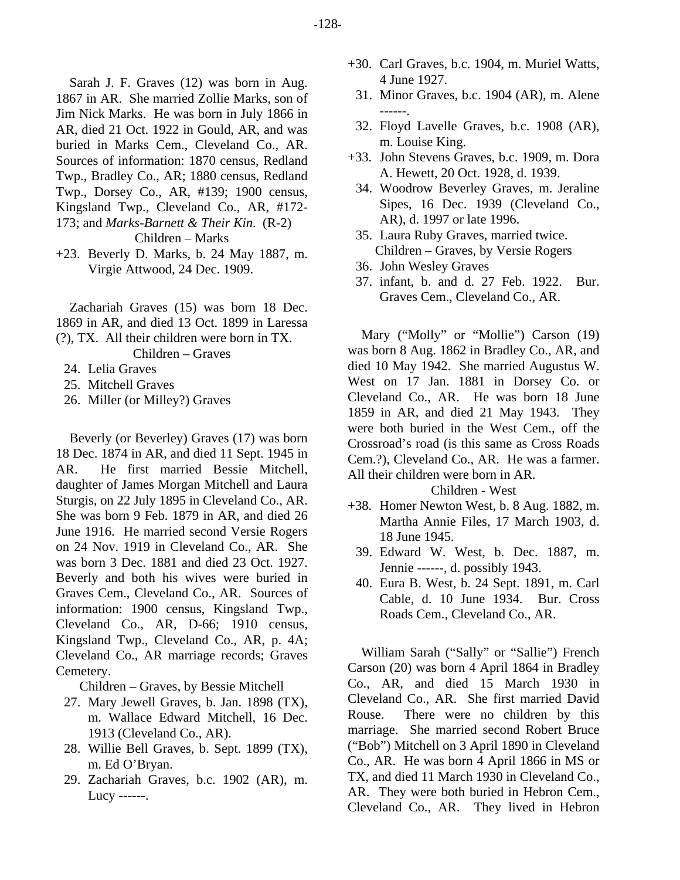Sarah J. F. Graves (12) was born in Aug. 1867 in AR. She married Zollie Marks, son of Jim Nick Marks. He was born in July 1866 in AR, died 21 Oct. 1922 in Gould, AR, and was buried in Marks Cem., Cleveland Co., AR. Sources of information: 1870 census, Redland Twp., Bradley Co., AR; 1880 census, Redland Twp., Dorsey Co., AR, #139; 1900 census, Kingsland Twp., Cleveland Co., AR, #172-173; and *Marks-Barnett & Their Kin*. (R-2)

Children – Marks

+23. Beverly D. Marks, b. 24 May 1887, m. Virgie Attwood, 24 Dec. 1909.

Zachariah Graves (15) was born 18 Dec. 1869 in AR, and died 13 Oct. 1899 in Laressa (?), TX. All their children were born in TX.

Children – Graves

24. Lelia Graves
25. Mitchell Graves
26. Miller (or Milley?) Graves

Beverly (or Beverley) Graves (17) was born 18 Dec. 1874 in AR, and died 11 Sept. 1945 in AR. He first married Bessie Mitchell, daughter of James Morgan Mitchell and Laura Sturgis, on 22 July 1895 in Cleveland Co., AR. She was born 9 Feb. 1879 in AR, and died 26 June 1916. He married second Versie Rogers on 24 Nov. 1919 in Cleveland Co., AR. She was born 3 Dec. 1881 and died 23 Oct. 1927. Beverly and both his wives were buried in Graves Cem., Cleveland Co., AR. Sources of information: 1900 census, Kingsland Twp., Cleveland Co., AR, D-66; 1910 census, Kingsland Twp., Cleveland Co., AR, p. 4A; Cleveland Co., AR marriage records; Graves Cemetery.

Children – Graves, by Bessie Mitchell

27. Mary Jewell Graves, b. Jan. 1898 (TX), m. Wallace Edward Mitchell, 16 Dec. 1913 (Cleveland Co., AR).
28. Willie Bell Graves, b. Sept. 1899 (TX), m. Ed O'Bryan.
29. Zachariah Graves, b.c. 1902 (AR), m. Lucy ------.

+30. Carl Graves, b.c. 1904, m. Muriel Watts, 4 June 1927.

31. Minor Graves, b.c. 1904 (AR), m. Alene ------.
32. Floyd Lavelle Graves, b.c. 1908 (AR), m. Louise King.

+33. John Stevens Graves, b.c. 1909, m. Dora A. Hewett, 20 Oct. 1928, d. 1939.

34. Woodrow Beverley Graves, m. Jeraline Sipes, 16 Dec. 1939 (Cleveland Co., AR), d. 1997 or late 1996.
35. Laura Ruby Graves, married twice.

Children – Graves, by Versie Rogers

36. John Wesley Graves
37. infant, b. and d. 27 Feb. 1922. Bur. Graves Cem., Cleveland Co., AR.

Mary ("Molly" or "Mollie") Carson (19) was born 8 Aug. 1862 in Bradley Co., AR, and died 10 May 1942. She married Augustus W. West on 17 Jan. 1881 in Dorsey Co. or Cleveland Co., AR. He was born 18 June 1859 in AR, and died 21 May 1943. They were both buried in the West Cem., off the Crossroad's road (is this same as Cross Roads Cem.?), Cleveland Co., AR. He was a farmer. All their children were born in AR.

Children - West

+38. Homer Newton West, b. 8 Aug. 1882, m. Martha Annie Files, 17 March 1903, d. 18 June 1945.

39. Edward W. West, b. Dec. 1887, m. Jennie ------, d. possibly 1943.
40. Eura B. West, b. 24 Sept. 1891, m. Carl Cable, d. 10 June 1934. Bur. Cross Roads Cem., Cleveland Co., AR.

William Sarah ("Sally" or "Sallie") French Carson (20) was born 4 April 1864 in Bradley Co., AR, and died 15 March 1930 in Cleveland Co., AR. She first married David Rouse. There were no children by this marriage. She married second Robert Bruce ("Bob") Mitchell on 3 April 1890 in Cleveland Co., AR. He was born 4 April 1866 in MS or TX, and died 11 March 1930 in Cleveland Co., AR. They were both buried in Hebron Cem., Cleveland Co., AR. They lived in Hebron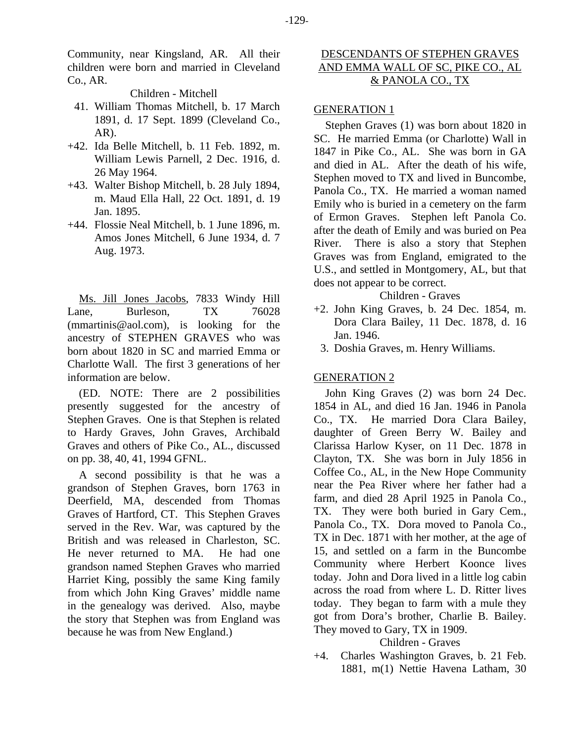Community, near Kingsland, AR. All their children were born and married in Cleveland Co., AR.

Children - Mitchell

41. William Thomas Mitchell, b. 17 March 1891, d. 17 Sept. 1899 (Cleveland Co., AR).
+42. Ida Belle Mitchell, b. 11 Feb. 1892, m. William Lewis Parnell, 2 Dec. 1916, d. 26 May 1964.
+43. Walter Bishop Mitchell, b. 28 July 1894, m. Maud Ella Hall, 22 Oct. 1891, d. 19 Jan. 1895.
+44. Flossie Neal Mitchell, b. 1 June 1896, m. Amos Jones Mitchell, 6 June 1934, d. 7 Aug. 1973.

Ms. Jill Jones Jacobs, 7833 Windy Hill Lane, Burleson, TX 76028 (mmartinis@aol.com), is looking for the ancestry of STEPHEN GRAVES who was born about 1820 in SC and married Emma or Charlotte Wall. The first 3 generations of her information are below.

(ED. NOTE: There are 2 possibilities presently suggested for the ancestry of Stephen Graves. One is that Stephen is related to Hardy Graves, John Graves, Archibald Graves and others of Pike Co., AL., discussed on pp. 38, 40, 41, 1994 GFNL.

A second possibility is that he was a grandson of Stephen Graves, born 1763 in Deerfield, MA, descended from Thomas Graves of Hartford, CT. This Stephen Graves served in the Rev. War, was captured by the British and was released in Charleston, SC. He never returned to MA. He had one grandson named Stephen Graves who married Harriet King, possibly the same King family from which John King Graves' middle name in the genealogy was derived. Also, maybe the story that Stephen was from England was because he was from New England.)

## DESCENDANTS OF STEPHEN GRAVES AND EMMA WALL OF SC, PIKE CO., AL & PANOLA CO., TX

### GENERATION 1

Stephen Graves (1) was born about 1820 in SC. He married Emma (or Charlotte) Wall in 1847 in Pike Co., AL. She was born in GA and died in AL. After the death of his wife, Stephen moved to TX and lived in Buncombe, Panola Co., TX. He married a woman named Emily who is buried in a cemetery on the farm of Ermon Graves. Stephen left Panola Co. after the death of Emily and was buried on Pea River. There is also a story that Stephen Graves was from England, emigrated to the U.S., and settled in Montgomery, AL, but that does not appear to be correct.

Children - Graves

+2. John King Graves, b. 24 Dec. 1854, m. Dora Clara Bailey, 11 Dec. 1878, d. 16 Jan. 1946.
3. Doshia Graves, m. Henry Williams.

### GENERATION 2

John King Graves (2) was born 24 Dec. 1854 in AL, and died 16 Jan. 1946 in Panola Co., TX. He married Dora Clara Bailey, daughter of Green Berry W. Bailey and Clarissa Harlow Kyser, on 11 Dec. 1878 in Clayton, TX. She was born in July 1856 in Coffee Co., AL, in the New Hope Community near the Pea River where her father had a farm, and died 28 April 1925 in Panola Co., TX. They were both buried in Gary Cem., Panola Co., TX. Dora moved to Panola Co., TX in Dec. 1871 with her mother, at the age of 15, and settled on a farm in the Buncombe Community where Herbert Koonce lives today. John and Dora lived in a little log cabin across the road from where L. D. Ritter lives today. They began to farm with a mule they got from Dora's brother, Charlie B. Bailey. They moved to Gary, TX in 1909.

Children - Graves

+4. Charles Washington Graves, b. 21 Feb. 1881, m(1) Nettie Havena Latham, 30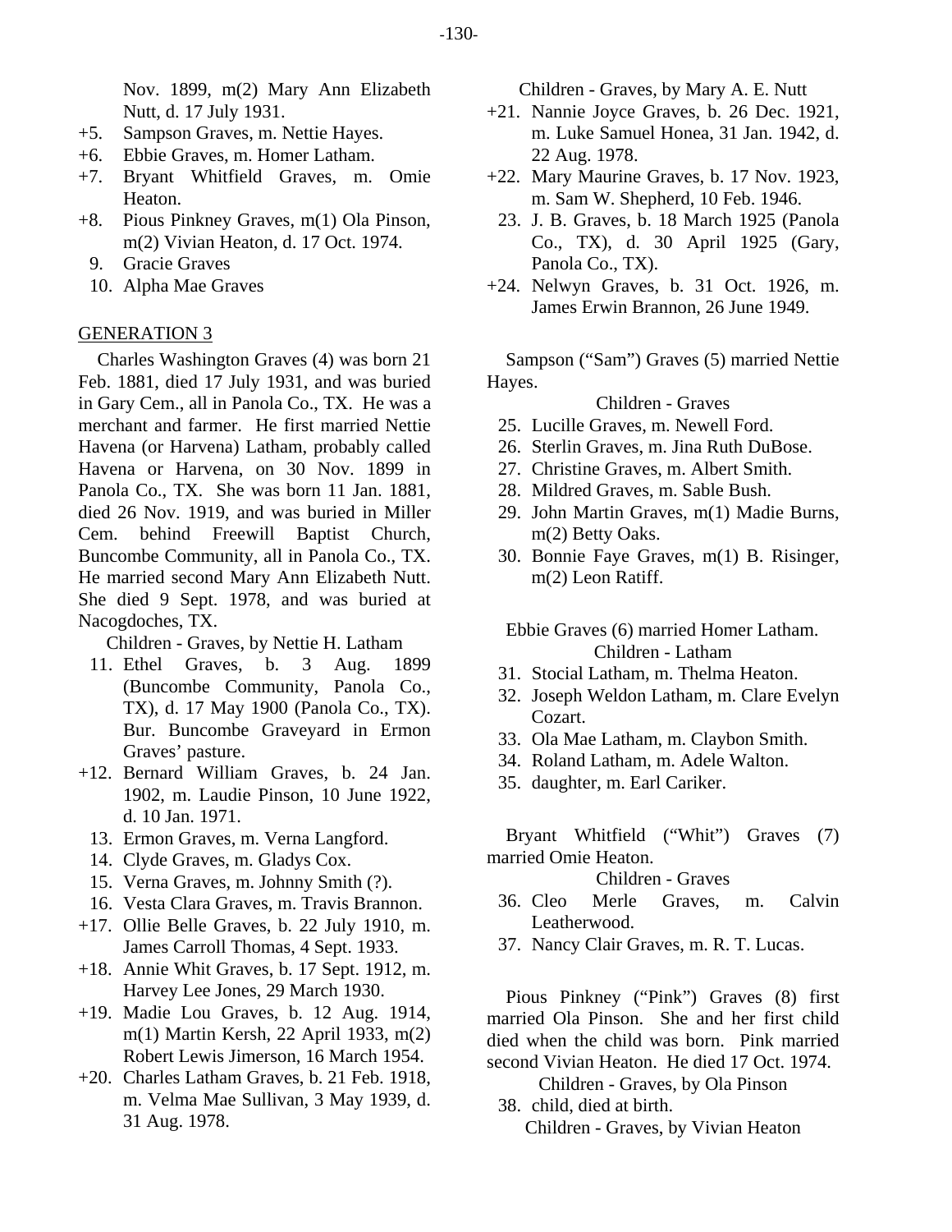Nov. 1899, m(2) Mary Ann Elizabeth Nutt, d. 17 July 1931.

+5. Sampson Graves, m. Nettie Hayes.
+6. Ebbie Graves, m. Homer Latham.
+7. Bryant Whitfield Graves, m. Omie Heaton.
+8. Pious Pinkney Graves, m(1) Ola Pinson, m(2) Vivian Heaton, d. 17 Oct. 1974.
9. Gracie Graves
10. Alpha Mae Graves

## GENERATION 3

Charles Washington Graves (4) was born 21 Feb. 1881, died 17 July 1931, and was buried in Gary Cem., all in Panola Co., TX. He was a merchant and farmer. He first married Nettie Havena (or Harvena) Latham, probably called Havena or Harvena, on 30 Nov. 1899 in Panola Co., TX. She was born 11 Jan. 1881, died 26 Nov. 1919, and was buried in Miller Cem. behind Freewill Baptist Church, Buncombe Community, all in Panola Co., TX. He married second Mary Ann Elizabeth Nutt. She died 9 Sept. 1978, and was buried at Nacogdoches, TX.

Children - Graves, by Nettie H. Latham

11. Ethel Graves, b. 3 Aug. 1899 (Buncombe Community, Panola Co., TX), d. 17 May 1900 (Panola Co., TX). Bur. Buncombe Graveyard in Ermon Graves' pasture.
+12. Bernard William Graves, b. 24 Jan. 1902, m. Laudie Pinson, 10 June 1922, d. 10 Jan. 1971.
13. Ermon Graves, m. Verna Langford.
14. Clyde Graves, m. Gladys Cox.
15. Verna Graves, m. Johnny Smith (?).
16. Vesta Clara Graves, m. Travis Brannon.
+17. Ollie Belle Graves, b. 22 July 1910, m. James Carroll Thomas, 4 Sept. 1933.
+18. Annie Whit Graves, b. 17 Sept. 1912, m. Harvey Lee Jones, 29 March 1930.
+19. Madie Lou Graves, b. 12 Aug. 1914, m(1) Martin Kersh, 22 April 1933, m(2) Robert Lewis Jimerson, 16 March 1954.
+20. Charles Latham Graves, b. 21 Feb. 1918, m. Velma Mae Sullivan, 3 May 1939, d. 31 Aug. 1978.

Children - Graves, by Mary A. E. Nutt

+21. Nannie Joyce Graves, b. 26 Dec. 1921, m. Luke Samuel Honea, 31 Jan. 1942, d. 22 Aug. 1978.
+22. Mary Maurine Graves, b. 17 Nov. 1923, m. Sam W. Shepherd, 10 Feb. 1946.
23. J. B. Graves, b. 18 March 1925 (Panola Co., TX), d. 30 April 1925 (Gary, Panola Co., TX).
+24. Nelwyn Graves, b. 31 Oct. 1926, m. James Erwin Brannon, 26 June 1949.

Sampson ("Sam") Graves (5) married Nettie Hayes.

Children - Graves

25. Lucille Graves, m. Newell Ford.
26. Sterlin Graves, m. Jina Ruth DuBose.
27. Christine Graves, m. Albert Smith.
28. Mildred Graves, m. Sable Bush.
29. John Martin Graves, m(1) Madie Burns, m(2) Betty Oaks.
30. Bonnie Faye Graves, m(1) B. Risinger, m(2) Leon Ratiff.

Ebbie Graves (6) married Homer Latham.

Children - Latham

31. Stocial Latham, m. Thelma Heaton.
32. Joseph Weldon Latham, m. Clare Evelyn Cozart.
33. Ola Mae Latham, m. Claybon Smith.
34. Roland Latham, m. Adele Walton.
35. daughter, m. Earl Cariker.

Bryant Whitfield ("Whit") Graves (7) married Omie Heaton.

Children - Graves

36. Cleo Merle Graves, m. Calvin Leatherwood.
37. Nancy Clair Graves, m. R. T. Lucas.

Pious Pinkney ("Pink") Graves (8) first married Ola Pinson. She and her first child died when the child was born. Pink married second Vivian Heaton. He died 17 Oct. 1974.

Children - Graves, by Ola Pinson

38. child, died at birth.

Children - Graves, by Vivian Heaton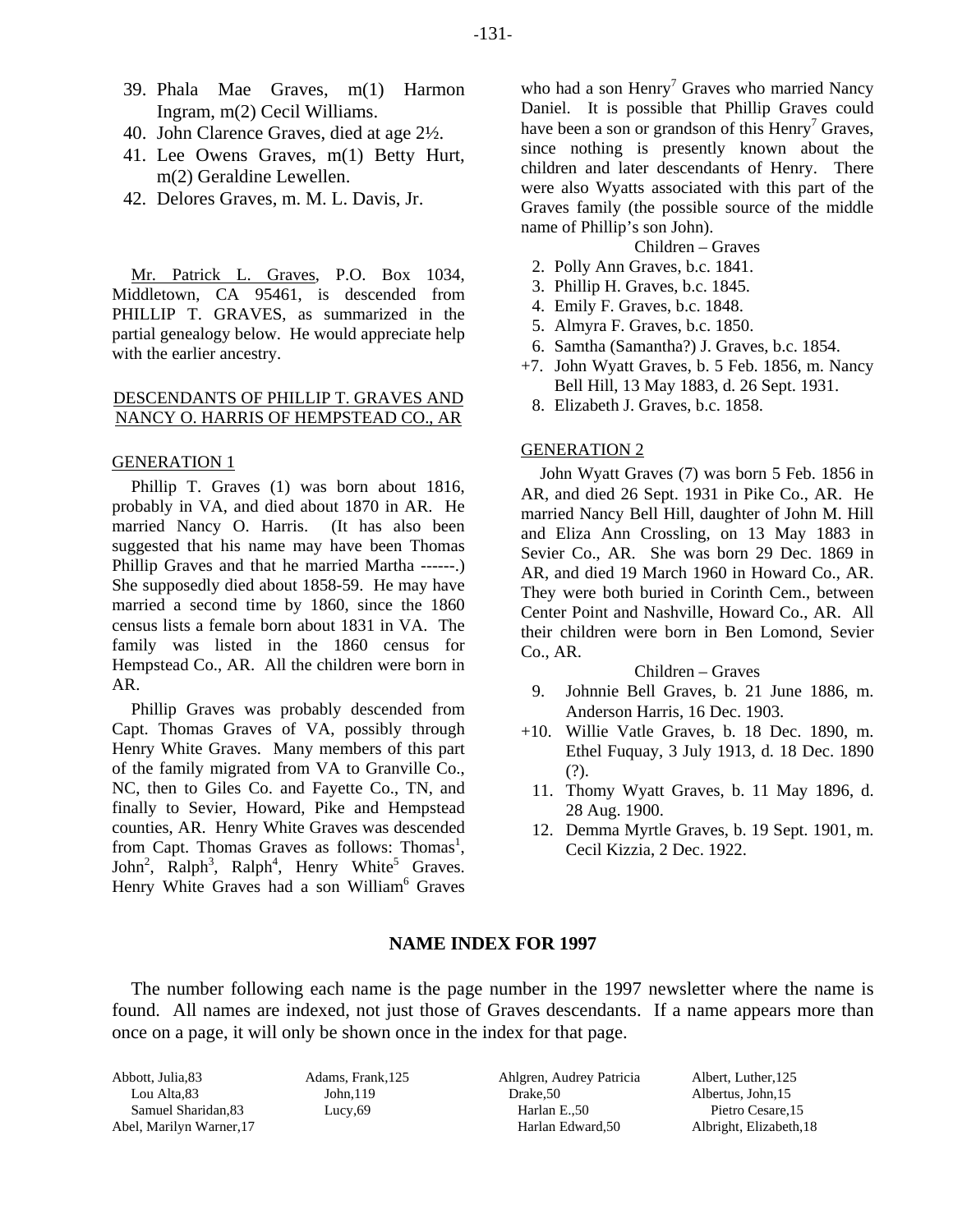39. Phala Mae Graves, m(1) Harmon Ingram, m(2) Cecil Williams.
40. John Clarence Graves, died at age 2½.
41. Lee Owens Graves, m(1) Betty Hurt, m(2) Geraldine Lewellen.
42. Delores Graves, m. M. L. Davis, Jr.

Mr. Patrick L. Graves, P.O. Box 1034, Middletown, CA 95461, is descended from PHILLIP T. GRAVES, as summarized in the partial genealogy below. He would appreciate help with the earlier ancestry.

## DESCENDANTS OF PHILLIP T. GRAVES AND NANCY O. HARRIS OF HEMPSTEAD CO., AR

### GENERATION 1

Phillip T. Graves (1) was born about 1816, probably in VA, and died about 1870 in AR. He married Nancy O. Harris. (It has also been suggested that his name may have been Thomas Phillip Graves and that he married Martha ------.) She supposedly died about 1858-59. He may have married a second time by 1860, since the 1860 census lists a female born about 1831 in VA. The family was listed in the 1860 census for Hempstead Co., AR. All the children were born in AR.

Phillip Graves was probably descended from Capt. Thomas Graves of VA, possibly through Henry White Graves. Many members of this part of the family migrated from VA to Granville Co., NC, then to Giles Co. and Fayette Co., TN, and finally to Sevier, Howard, Pike and Hempstead counties, AR. Henry White Graves was descended from Capt. Thomas Graves as follows: Thomas[1], John[2], Ralph[3], Ralph[4], Henry White[5] Graves. Henry White Graves had a son William[6] Graves who had a son Henry[7] Graves who married Nancy Daniel. It is possible that Phillip Graves could have been a son or grandson of this Henry[7] Graves, since nothing is presently known about the children and later descendants of Henry. There were also Wyatts associated with this part of the Graves family (the possible source of the middle name of Phillip's son John).

Children – Graves

2. Polly Ann Graves, b.c. 1841.
3. Phillip H. Graves, b.c. 1845.
4. Emily F. Graves, b.c. 1848.
5. Almyra F. Graves, b.c. 1850.
6. Samtha (Samantha?) J. Graves, b.c. 1854.

+7. John Wyatt Graves, b. 5 Feb. 1856, m. Nancy Bell Hill, 13 May 1883, d. 26 Sept. 1931.

8. Elizabeth J. Graves, b.c. 1858.

### GENERATION 2

John Wyatt Graves (7) was born 5 Feb. 1856 in AR, and died 26 Sept. 1931 in Pike Co., AR. He married Nancy Bell Hill, daughter of John M. Hill and Eliza Ann Crossling, on 13 May 1883 in Sevier Co., AR. She was born 29 Dec. 1869 in AR, and died 19 March 1960 in Howard Co., AR. They were both buried in Corinth Cem., between Center Point and Nashville, Howard Co., AR. All their children were born in Ben Lomond, Sevier Co., AR.

Children – Graves

9. Johnnie Bell Graves, b. 21 June 1886, m. Anderson Harris, 16 Dec. 1903.

+10. Willie Vatle Graves, b. 18 Dec. 1890, m. Ethel Fuquay, 3 July 1913, d. 18 Dec. 1890 (?).

11. Thomy Wyatt Graves, b. 11 May 1896, d. 28 Aug. 1900.
12. Demma Myrtle Graves, b. 19 Sept. 1901, m. Cecil Kizzia, 2 Dec. 1922.

## NAME INDEX FOR 1997

The number following each name is the page number in the 1997 newsletter where the name is found. All names are indexed, not just those of Graves descendants. If a name appears more than once on a page, it will only be shown once in the index for that page.

Abbott, Julia,83
  Lou Alta,83
  Samuel Sharidan,83
Abel, Marilyn Warner,17
Adams, Frank,125
  John,119
  Lucy,69
Ahlgren, Audrey Patricia Drake,50
  Harlan E.,50
  Harlan Edward,50
Albert, Luther,125
Albertus, John,15
  Pietro Cesare,15
Albright, Elizabeth,18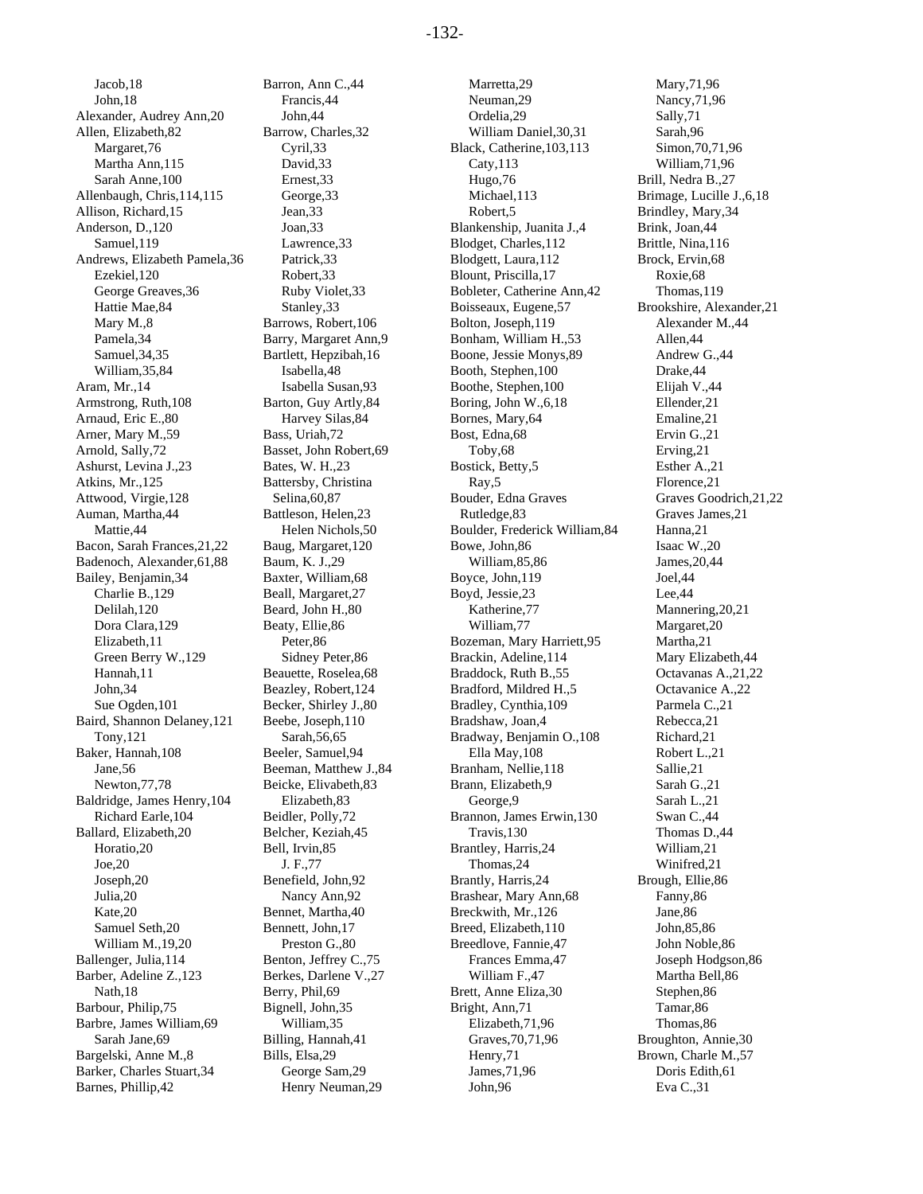Jacob,18
John,18
Alexander, Audrey Ann,20
Allen, Elizabeth,82
Margaret,76
Martha Ann,115
Sarah Anne,100
Allenbaugh, Chris,114,115
Allison, Richard,15
Anderson, D.,120
Samuel,119
Andrews, Elizabeth Pamela,36
Ezekiel,120
George Greaves,36
Hattie Mae,84
Mary M.,8
Pamela,34
Samuel,34,35
William,35,84
Aram, Mr.,14
Armstrong, Ruth,108
Arnaud, Eric E.,80
Arner, Mary M.,59
Arnold, Sally,72
Ashurst, Levina J.,23
Atkins, Mr.,125
Attwood, Virgie,128
Auman, Martha,44
Mattie,44
Bacon, Sarah Frances,21,22
Badenoch, Alexander,61,88
Bailey, Benjamin,34
Charlie B.,129
Delilah,120
Dora Clara,129
Elizabeth,11
Green Berry W.,129
Hannah,11
John,34
Sue Ogden,101
Baird, Shannon Delaney,121
Tony,121
Baker, Hannah,108
Jane,56
Newton,77,78
Baldridge, James Henry,104
Richard Earle,104
Ballard, Elizabeth,20
Horatio,20
Joe,20
Joseph,20
Julia,20
Kate,20
Samuel Seth,20
William M.,19,20
Ballenger, Julia,114
Barber, Adeline Z.,123
Nath,18
Barbour, Philip,75
Barbre, James William,69
Sarah Jane,69
Bargelski, Anne M.,8
Barker, Charles Stuart,34
Barnes, Phillip,42
Barron, Ann C.,44
Francis,44
John,44
Barrow, Charles,32
Cyril,33
David,33
Ernest,33
George,33
Jean,33
Joan,33
Lawrence,33
Patrick,33
Robert,33
Ruby Violet,33
Stanley,33
Barrows, Robert,106
Barry, Margaret Ann,9
Bartlett, Hepzibah,16
Isabella,48
Isabella Susan,93
Barton, Guy Artly,84
Harvey Silas,84
Bass, Uriah,72
Basset, John Robert,69
Bates, W. H.,23
Battersby, Christina Selina,60,87
Battleson, Helen,23
Helen Nichols,50
Baug, Margaret,120
Baum, K. J.,29
Baxter, William,68
Beall, Margaret,27
Beard, John H.,80
Beaty, Ellie,86
Peter,86
Sidney Peter,86
Beauette, Roselea,68
Beazley, Robert,124
Becker, Shirley J.,80
Beebe, Joseph,110
Sarah,56,65
Beeler, Samuel,94
Beeman, Matthew J.,84
Beicke, Elivabeth,83
Elizabeth,83
Beidler, Polly,72
Belcher, Keziah,45
Bell, Irvin,85
J. F.,77
Benefield, John,92
Nancy Ann,92
Bennet, Martha,40
Bennett, John,17
Preston G.,80
Benton, Jeffrey C.,75
Berkes, Darlene V.,27
Berry, Phil,69
Bignell, John,35
William,35
Billing, Hannah,41
Bills, Elsa,29
George Sam,29
Henry Neuman,29
Marretta,29
Neuman,29
Ordelia,29
William Daniel,30,31
Black, Catherine,103,113
Caty,113
Hugo,76
Michael,113
Robert,5
Blankenship, Juanita J.,4
Blodget, Charles,112
Blodgett, Laura,112
Blount, Priscilla,17
Bobleter, Catherine Ann,42
Boisseaux, Eugene,57
Bolton, Joseph,119
Bonham, William H.,53
Boone, Jessie Monys,89
Booth, Stephen,100
Boothe, Stephen,100
Boring, John W.,6,18
Bornes, Mary,64
Bost, Edna,68
Toby,68
Bostick, Betty,5
Ray,5
Bouder, Edna Graves Rutledge,83
Boulder, Frederick William,84
Bowe, John,86
William,85,86
Boyce, John,119
Boyd, Jessie,23
Katherine,77
William,77
Bozeman, Mary Harriett,95
Brackin, Adeline,114
Braddock, Ruth B.,55
Bradford, Mildred H.,5
Bradley, Cynthia,109
Bradshaw, Joan,4
Bradway, Benjamin O.,108
Ella May,108
Branham, Nellie,118
Brann, Elizabeth,9
George,9
Brannon, James Erwin,130
Travis,130
Brantley, Harris,24
Thomas,24
Brantly, Harris,24
Brashear, Mary Ann,68
Breckwith, Mr.,126
Breed, Elizabeth,110
Breedlove, Fannie,47
Frances Emma,47
William F.,47
Brett, Anne Eliza,30
Bright, Ann,71
Elizabeth,71,96
Graves,70,71,96
Henry,71
James,71,96
John,96
Mary,71,96
Nancy,71,96
Sally,71
Sarah,96
Simon,70,71,96
William,71,96
Brill, Nedra B.,27
Brimage, Lucille J.,6,18
Brindley, Mary,34
Brink, Joan,44
Brittle, Nina,116
Brock, Ervin,68
Roxie,68
Thomas,119
Brookshire, Alexander,21
Alexander M.,44
Allen,44
Andrew G.,44
Drake,44
Elijah V.,44
Ellender,21
Emaline,21
Ervin G.,21
Erving,21
Esther A.,21
Florence,21
Graves Goodrich,21,22
Graves James,21
Hanna,21
Isaac W.,20
James,20,44
Joel,44
Lee,44
Mannering,20,21
Margaret,20
Martha,21
Mary Elizabeth,44
Octavanas A.,21,22
Octavanice A.,22
Parmela C.,21
Rebecca,21
Richard,21
Robert L.,21
Sallie,21
Sarah G.,21
Sarah L.,21
Swan C.,44
Thomas D.,44
William,21
Winifred,21
Brough, Ellie,86
Fanny,86
Jane,86
John,85,86
John Noble,86
Joseph Hodgson,86
Martha Bell,86
Stephen,86
Tamar,86
Thomas,86
Broughton, Annie,30
Brown, Charle M.,57
Doris Edith,61
Eva C.,31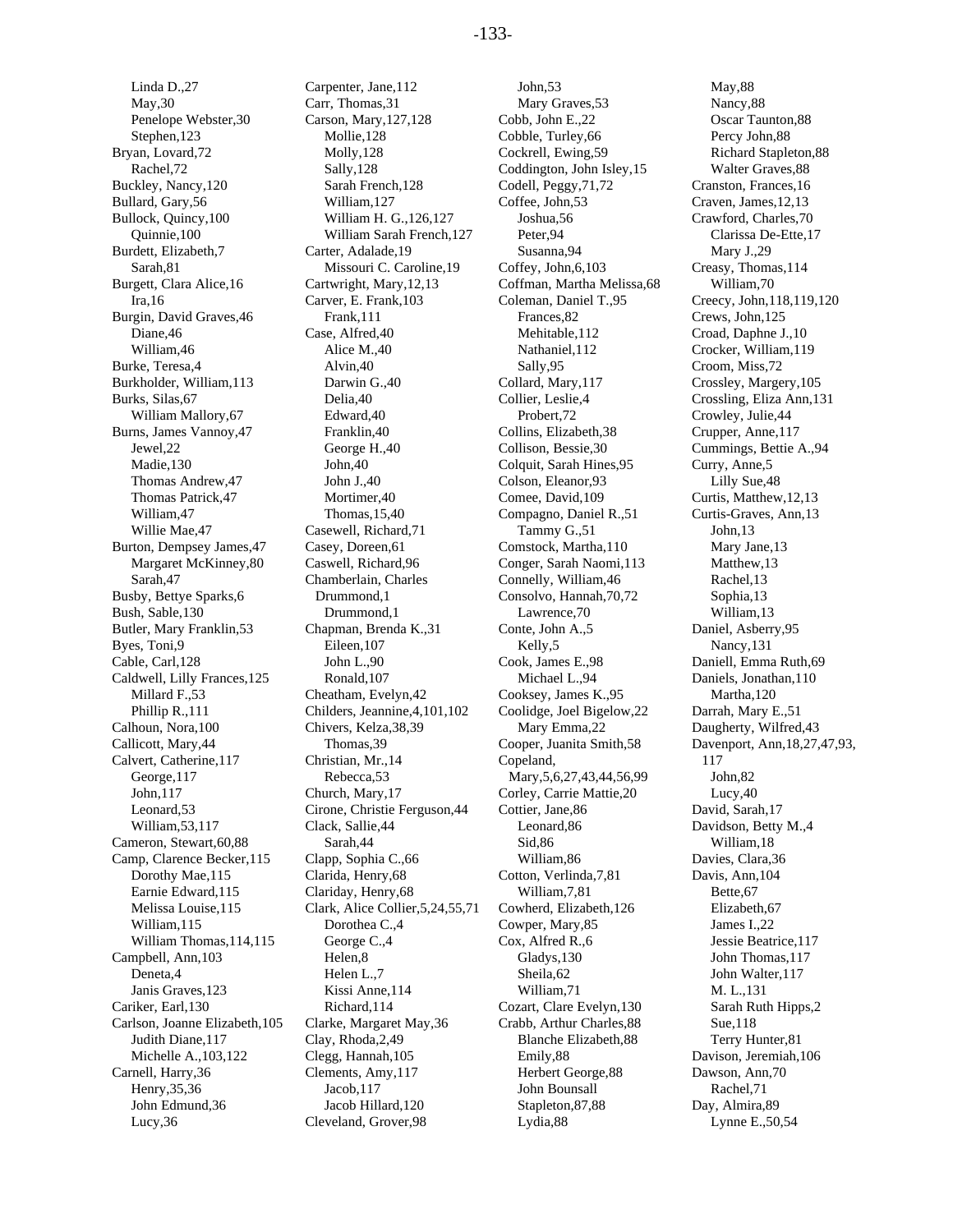Linda D.,27
May,30
Penelope Webster,30
Stephen,123
Bryan, Lovard,72
Rachel,72
Buckley, Nancy,120
Bullard, Gary,56
Bullock, Quincy,100
Quinnie,100
Burdett, Elizabeth,7
Sarah,81
Burgett, Clara Alice,16
Ira,16
Burgin, David Graves,46
Diane,46
William,46
Burke, Teresa,4
Burkholder, William,113
Burks, Silas,67
William Mallory,67
Burns, James Vannoy,47
Jewel,22
Madie,130
Thomas Andrew,47
Thomas Patrick,47
William,47
Willie Mae,47
Burton, Dempsey James,47
Margaret McKinney,80
Sarah,47
Busby, Bettye Sparks,6
Bush, Sable,130
Butler, Mary Franklin,53
Byes, Toni,9
Cable, Carl,128
Caldwell, Lilly Frances,125
Millard F.,53
Phillip R.,111
Calhoun, Nora,100
Callicott, Mary,44
Calvert, Catherine,117
George,117
John,117
Leonard,53
William,53,117
Cameron, Stewart,60,88
Camp, Clarence Becker,115
Dorothy Mae,115
Earnie Edward,115
Melissa Louise,115
William,115
William Thomas,114,115
Campbell, Ann,103
Deneta,4
Janis Graves,123
Cariker, Earl,130
Carlson, Joanne Elizabeth,105
Judith Diane,117
Michelle A.,103,122
Carnell, Harry,36
Henry,35,36
John Edmund,36
Lucy,36
Carpenter, Jane,112
Carr, Thomas,31
Carson, Mary,127,128
Mollie,128
Molly,128
Sally,128
Sarah French,128
William,127
William H. G.,126,127
William Sarah French,127
Carter, Adalade,19
Missouri C. Caroline,19
Cartwright, Mary,12,13
Carver, E. Frank,103
Frank,111
Case, Alfred,40
Alice M.,40
Alvin,40
Darwin G.,40
Delia,40
Edward,40
Franklin,40
George H.,40
John,40
John J.,40
Mortimer,40
Thomas,15,40
Casewell, Richard,71
Casey, Doreen,61
Caswell, Richard,96
Chamberlain, Charles Drummond,1
Drummond,1
Chapman, Brenda K.,31
Eileen,107
John L.,90
Ronald,107
Cheatham, Evelyn,42
Childers, Jeannine,4,101,102
Chivers, Kelza,38,39
Thomas,39
Christian, Mr.,14
Rebecca,53
Church, Mary,17
Cirone, Christie Ferguson,44
Clack, Sallie,44
Sarah,44
Clapp, Sophia C.,66
Clarida, Henry,68
Clariday, Henry,68
Clark, Alice Collier,5,24,55,71
Dorothea C.,4
George C.,4
Helen,8
Helen L.,7
Kissi Anne,114
Richard,114
Clarke, Margaret May,36
Clay, Rhoda,2,49
Clegg, Hannah,105
Clements, Amy,117
Jacob,117
Jacob Hillard,120
Cleveland, Grover,98
John,53
Mary Graves,53
Cobb, John E.,22
Cobble, Turley,66
Cockrell, Ewing,59
Coddington, John Isley,15
Codell, Peggy,71,72
Coffee, John,53
Joshua,56
Peter,94
Susanna,94
Coffey, John,6,103
Coffman, Martha Melissa,68
Coleman, Daniel T.,95
Frances,82
Mehitable,112
Nathaniel,112
Sally,95
Collard, Mary,117
Collier, Leslie,4
Probert,72
Collins, Elizabeth,38
Collison, Bessie,30
Colquit, Sarah Hines,95
Colson, Eleanor,93
Comee, David,109
Compagno, Daniel R.,51
Tammy G.,51
Comstock, Martha,110
Conger, Sarah Naomi,113
Connelly, William,46
Consolvo, Hannah,70,72
Lawrence,70
Conte, John A.,5
Kelly,5
Cook, James E.,98
Michael L.,94
Cooksey, James K.,95
Coolidge, Joel Bigelow,22
Mary Emma,22
Cooper, Juanita Smith,58
Copeland, Mary,5,6,27,43,44,56,99
Corley, Carrie Mattie,20
Cottier, Jane,86
Leonard,86
Sid,86
William,86
Cotton, Verlinda,7,81
William,7,81
Cowherd, Elizabeth,126
Cowper, Mary,85
Cox, Alfred R.,6
Gladys,130
Sheila,62
William,71
Cozart, Clare Evelyn,130
Crabb, Arthur Charles,88
Blanche Elizabeth,88
Emily,88
Herbert George,88
John Bounsall Stapleton,87,88
Lydia,88
May,88
Nancy,88
Oscar Taunton,88
Percy John,88
Richard Stapleton,88
Walter Graves,88
Cranston, Frances,16
Craven, James,12,13
Crawford, Charles,70
Clarissa De-Ette,17
Mary J.,29
Creasy, Thomas,114
William,70
Creecy, John,118,119,120
Crews, John,125
Croad, Daphne J.,10
Crocker, William,119
Croom, Miss,72
Crossley, Margery,105
Crossling, Eliza Ann,131
Crowley, Julie,44
Crupper, Anne,117
Cummings, Bettie A.,94
Curry, Anne,5
Lilly Sue,48
Curtis, Matthew,12,13
Curtis-Graves, Ann,13
John,13
Mary Jane,13
Matthew,13
Rachel,13
Sophia,13
William,13
Daniel, Asberry,95
Nancy,131
Daniell, Emma Ruth,69
Daniels, Jonathan,110
Martha,120
Darrah, Mary E.,51
Daugherty, Wilfred,43
Davenport, Ann,18,27,47,93,117
John,82
Lucy,40
David, Sarah,17
Davidson, Betty M.,4
William,18
Davies, Clara,36
Davis, Ann,104
Bette,67
Elizabeth,67
James I.,22
Jessie Beatrice,117
John Thomas,117
John Walter,117
M. L.,131
Sarah Ruth Hipps,2
Sue,118
Terry Hunter,81
Davison, Jeremiah,106
Dawson, Ann,70
Rachel,71
Day, Almira,89
Lynne E.,50,54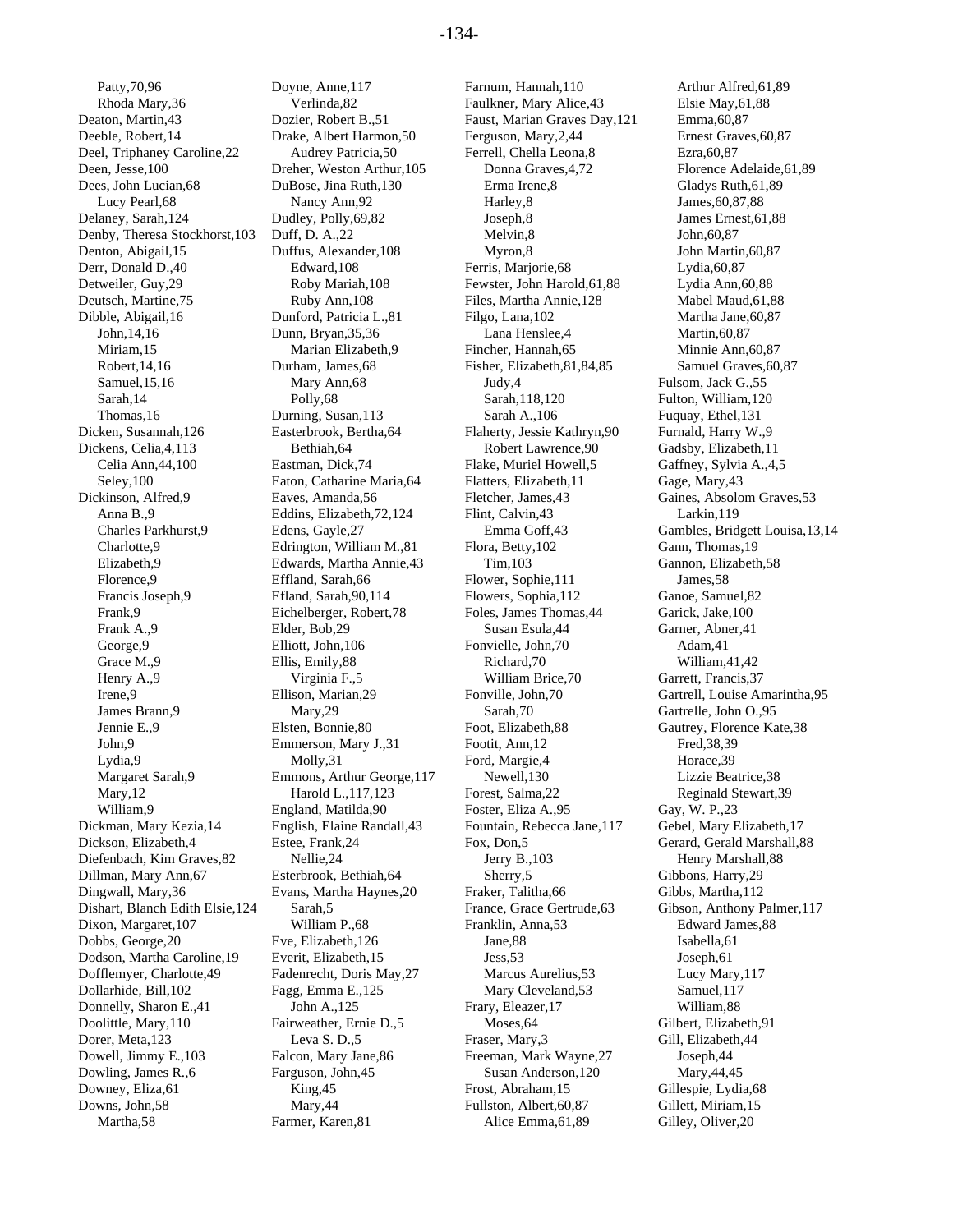Patty,70,96
Rhoda Mary,36
Deaton, Martin,43
Deeble, Robert,14
Deel, Triphaney Caroline,22
Deen, Jesse,100
Dees, John Lucian,68
Lucy Pearl,68
Delaney, Sarah,124
Denby, Theresa Stockhorst,103
Denton, Abigail,15
Derr, Donald D.,40
Detweiler, Guy,29
Deutsch, Martine,75
Dibble, Abigail,16
John,14,16
Miriam,15
Robert,14,16
Samuel,15,16
Sarah,14
Thomas,16
Dicken, Susannah,126
Dickens, Celia,4,113
Celia Ann,44,100
Seley,100
Dickinson, Alfred,9
Anna B.,9
Charles Parkhurst,9
Charlotte,9
Elizabeth,9
Florence,9
Francis Joseph,9
Frank,9
Frank A.,9
George,9
Grace M.,9
Henry A.,9
Irene,9
James Brann,9
Jennie E.,9
John,9
Lydia,9
Margaret Sarah,9
Mary,12
William,9
Dickman, Mary Kezia,14
Dickson, Elizabeth,4
Diefenbach, Kim Graves,82
Dillman, Mary Ann,67
Dingwall, Mary,36
Dishart, Blanch Edith Elsie,124
Dixon, Margaret,107
Dobbs, George,20
Dodson, Martha Caroline,19
Dofflemyer, Charlotte,49
Dollarhide, Bill,102
Donnelly, Sharon E.,41
Doolittle, Mary,110
Dorer, Meta,123
Dowell, Jimmy E.,103
Dowling, James R.,6
Downey, Eliza,61
Downs, John,58
Martha,58
Doyne, Anne,117
Verlinda,82
Dozier, Robert B.,51
Drake, Albert Harmon,50
Audrey Patricia,50
Dreher, Weston Arthur,105
DuBose, Jina Ruth,130
Nancy Ann,92
Dudley, Polly,69,82
Duff, D. A.,22
Duffus, Alexander,108
Edward,108
Roby Mariah,108
Ruby Ann,108
Dunford, Patricia L.,81
Dunn, Bryan,35,36
Marian Elizabeth,9
Durham, James,68
Mary Ann,68
Polly,68
Durning, Susan,113
Easterbrook, Bertha,64
Bethiah,64
Eastman, Dick,74
Eaton, Catharine Maria,64
Eaves, Amanda,56
Eddins, Elizabeth,72,124
Edens, Gayle,27
Edrington, William M.,81
Edwards, Martha Annie,43
Effland, Sarah,66
Efland, Sarah,90,114
Eichelberger, Robert,78
Elder, Bob,29
Elliott, John,106
Ellis, Emily,88
Virginia F.,5
Ellison, Marian,29
Mary,29
Elsten, Bonnie,80
Emmerson, Mary J.,31
Molly,31
Emmons, Arthur George,117
Harold L.,117,123
England, Matilda,90
English, Elaine Randall,43
Estee, Frank,24
Nellie,24
Esterbrook, Bethiah,64
Evans, Martha Haynes,20
Sarah,5
William P.,68
Eve, Elizabeth,126
Everit, Elizabeth,15
Fadenrecht, Doris May,27
Fagg, Emma E.,125
John A.,125
Fairweather, Ernie D.,5
Leva S. D.,5
Falcon, Mary Jane,86
Farguson, John,45
King,45
Mary,44
Farmer, Karen,81
Farnum, Hannah,110
Faulkner, Mary Alice,43
Faust, Marian Graves Day,121
Ferguson, Mary,2,44
Ferrell, Chella Leona,8
Donna Graves,4,72
Erma Irene,8
Harley,8
Joseph,8
Melvin,8
Myron,8
Ferris, Marjorie,68
Fewster, John Harold,61,88
Files, Martha Annie,128
Filgo, Lana,102
Lana Henslee,4
Fincher, Hannah,65
Fisher, Elizabeth,81,84,85
Judy,4
Sarah,118,120
Sarah A.,106
Flaherty, Jessie Kathryn,90
Robert Lawrence,90
Flake, Muriel Howell,5
Flatters, Elizabeth,11
Fletcher, James,43
Flint, Calvin,43
Emma Goff,43
Flora, Betty,102
Tim,103
Flower, Sophie,111
Flowers, Sophia,112
Foles, James Thomas,44
Susan Esula,44
Fonvielle, John,70
Richard,70
William Brice,70
Fonville, John,70
Sarah,70
Foot, Elizabeth,88
Footit, Ann,12
Ford, Margie,4
Newell,130
Forest, Salma,22
Foster, Eliza A.,95
Fountain, Rebecca Jane,117
Fox, Don,5
Jerry B.,103
Sherry,5
Fraker, Talitha,66
France, Grace Gertrude,63
Franklin, Anna,53
Jane,88
Jess,53
Marcus Aurelius,53
Mary Cleveland,53
Frary, Eleazer,17
Moses,64
Fraser, Mary,3
Freeman, Mark Wayne,27
Susan Anderson,120
Frost, Abraham,15
Fullston, Albert,60,87
Alice Emma,61,89
Arthur Alfred,61,89
Elsie May,61,88
Emma,60,87
Ernest Graves,60,87
Ezra,60,87
Florence Adelaide,61,89
Gladys Ruth,61,89
James,60,87,88
James Ernest,61,88
John,60,87
John Martin,60,87
Lydia,60,87
Lydia Ann,60,88
Mabel Maud,61,88
Martha Jane,60,87
Martin,60,87
Minnie Ann,60,87
Samuel Graves,60,87
Fulsom, Jack G.,55
Fulton, William,120
Fuquay, Ethel,131
Furnald, Harry W.,9
Gadsby, Elizabeth,11
Gaffney, Sylvia A.,4,5
Gage, Mary,43
Gaines, Absolom Graves,53
Larkin,119
Gambles, Bridgett Louisa,13,14
Gann, Thomas,19
Gannon, Elizabeth,58
James,58
Ganoe, Samuel,82
Garick, Jake,100
Garner, Abner,41
Adam,41
William,41,42
Garrett, Francis,37
Gartrell, Louise Amarintha,95
Gartrelle, John O.,95
Gautrey, Florence Kate,38
Fred,38,39
Horace,39
Lizzie Beatrice,38
Reginald Stewart,39
Gay, W. P.,23
Gebel, Mary Elizabeth,17
Gerard, Gerald Marshall,88
Henry Marshall,88
Gibbons, Harry,29
Gibbs, Martha,112
Gibson, Anthony Palmer,117
Edward James,88
Isabella,61
Joseph,61
Lucy Mary,117
Samuel,117
William,88
Gilbert, Elizabeth,91
Gill, Elizabeth,44
Joseph,44
Mary,44,45
Gillespie, Lydia,68
Gillett, Miriam,15
Gilley, Oliver,20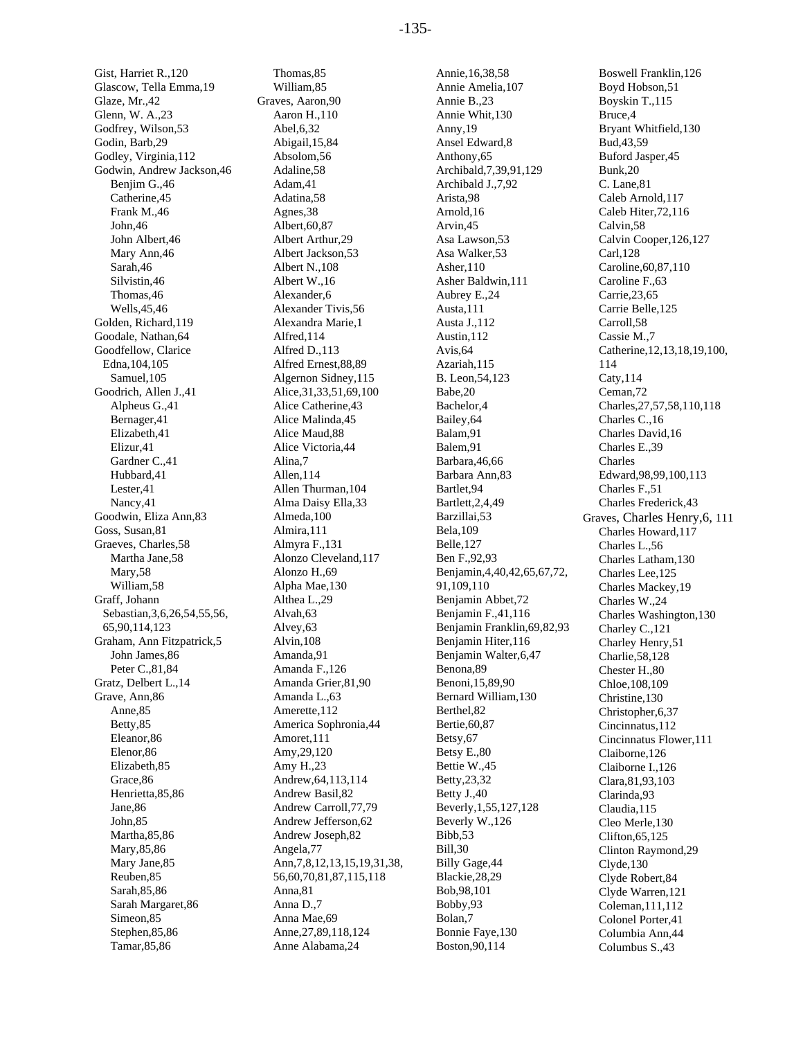Gist, Harriet R.,120
Glascow, Tella Emma,19
Glaze, Mr.,42
Glenn, W. A.,23
Godfrey, Wilson,53
Godin, Barb,29
Godley, Virginia,112
Godwin, Andrew Jackson,46
- Benjim G.,46
- Catherine,45
- Frank M.,46
- John,46
- John Albert,46
- Mary Ann,46
- Sarah,46
- Silvistin,46
- Thomas,46
- Wells,45,46

Golden, Richard,119
Goodale, Nathan,64
Goodfellow, Clarice Edna,104,105
- Samuel,105

Goodrich, Allen J.,41
- Alpheus G.,41
- Bernager,41
- Elizabeth,41
- Elizur,41
- Gardner C.,41
- Hubbard,41
- Lester,41
- Nancy,41

Goodwin, Eliza Ann,83
Goss, Susan,81
Graeves, Charles,58
- Martha Jane,58
- Mary,58
- William,58

Graff, Johann Sebastian,3,6,26,54,55,56,65,90,114,123
Graham, Ann Fitzpatrick,5
- John James,86
- Peter C.,81,84

Gratz, Delbert L.,14
Grave, Ann,86
- Anne,85
- Betty,85
- Eleanor,86
- Elenor,86
- Elizabeth,85
- Grace,86
- Henrietta,85,86
- Jane,86
- John,85
- Martha,85,86
- Mary,85,86
- Mary Jane,85
- Reuben,85
- Sarah,85,86
- Sarah Margaret,86
- Simeon,85
- Stephen,85,86
- Tamar,85,86
- Thomas,85
- William,85

Graves, Aaron,90
- Aaron H.,110
- Abel,6,32
- Abigail,15,84
- Absolom,56
- Adaline,58
- Adam,41
- Adatina,58
- Agnes,38
- Albert,60,87
- Albert Arthur,29
- Albert Jackson,53
- Albert N.,108
- Albert W.,16
- Alexander,6
- Alexander Tivis,56
- Alexandra Marie,1
- Alfred,114
- Alfred D.,113
- Alfred Ernest,88,89
- Algernon Sidney,115
- Alice,31,33,51,69,100
- Alice Catherine,43
- Alice Malinda,45
- Alice Maud,88
- Alice Victoria,44
- Alina,7
- Allen,114
- Allen Thurman,104
- Alma Daisy Ella,33
- Almeda,100
- Almira,111
- Almyra F.,131
- Alonzo Cleveland,117
- Alonzo H.,69
- Alpha Mae,130
- Althea L.,29
- Alvah,63
- Alvey,63
- Alvin,108
- Amanda,91
- Amanda F.,126
- Amanda Grier,81,90
- Amanda L.,63
- Amerette,112
- America Sophronia,44
- Amoret,111
- Amy,29,120
- Amy H.,23
- Andrew,64,113,114
- Andrew Basil,82
- Andrew Carroll,77,79
- Andrew Jefferson,62
- Andrew Joseph,82
- Angela,77
- Ann,7,8,12,13,15,19,31,38,56,60,70,81,87,115,118
- Anna,81
- Anna D.,7
- Anna Mae,69
- Anne,27,89,118,124
- Anne Alabama,24
- Annie,16,38,58
- Annie Amelia,107
- Annie B.,23
- Annie Whit,130
- Anny,19
- Ansel Edward,8
- Anthony,65
- Archibald,7,39,91,129
- Archibald J.,7,92
- Arista,98
- Arnold,16
- Arvin,45
- Asa Lawson,53
- Asa Walker,53
- Asher,110
- Asher Baldwin,111
- Aubrey E.,24
- Austa,111
- Austa J.,112
- Austin,112
- Avis,64
- Azariah,115
- B. Leon,54,123
- Babe,20
- Bachelor,4
- Bailey,64
- Balam,91
- Balem,91
- Barbara,46,66
- Barbara Ann,83
- Bartlet,94
- Bartlett,2,4,49
- Barzillai,53
- Bela,109
- Belle,127
- Ben F.,92,93
- Benjamin,4,40,42,65,67,72,91,109,110
- Benjamin Abbet,72
- Benjamin F.,41,116
- Benjamin Franklin,69,82,93
- Benjamin Hiter,116
- Benjamin Walter,6,47
- Benona,89
- Benoni,15,89,90
- Bernard William,130
- Berthel,82
- Bertie,60,87
- Betsy,67
- Betsy E.,80
- Bettie W.,45
- Betty,23,32
- Betty J.,40
- Beverly,1,55,127,128
- Beverly W.,126
- Bibb,53
- Bill,30
- Billy Gage,44
- Blackie,28,29
- Bob,98,101
- Bobby,93
- Bolan,7
- Bonnie Faye,130
- Boston,90,114
- Boswell Franklin,126
- Boyd Hobson,51
- Boyskin T.,115
- Bruce,4
- Bryant Whitfield,130
- Bud,43,59
- Buford Jasper,45
- Bunk,20
- C. Lane,81
- Caleb Arnold,117
- Caleb Hiter,72,116
- Calvin,58
- Calvin Cooper,126,127
- Carl,128
- Caroline,60,87,110
- Caroline F.,63
- Carrie,23,65
- Carrie Belle,125
- Carroll,58
- Cassie M.,7
- Catherine,12,13,18,19,100,114
- Caty,114
- Ceman,72
- Charles,27,57,58,110,118
- Charles C.,16
- Charles David,16
- Charles E.,39
- Charles Edward,98,99,100,113
- Charles F.,51
- Charles Frederick,43

Graves, Charles Henry,6, 111
- Charles Howard,117
- Charles L.,56
- Charles Latham,130
- Charles Lee,125
- Charles Mackey,19
- Charles W.,24
- Charles Washington,130
- Charley C.,121
- Charley Henry,51
- Charlie,58,128
- Chester H.,80
- Chloe,108,109
- Christine,130
- Christopher,6,37
- Cincinnatus,112
- Cincinnatus Flower,111
- Claiborne,126
- Claiborne I.,126
- Clara,81,93,103
- Clarinda,93
- Claudia,115
- Cleo Merle,130
- Clifton,65,125
- Clinton Raymond,29
- Clyde,130
- Clyde Robert,84
- Clyde Warren,121
- Coleman,111,112
- Colonel Porter,41
- Columbia Ann,44
- Columbus S.,43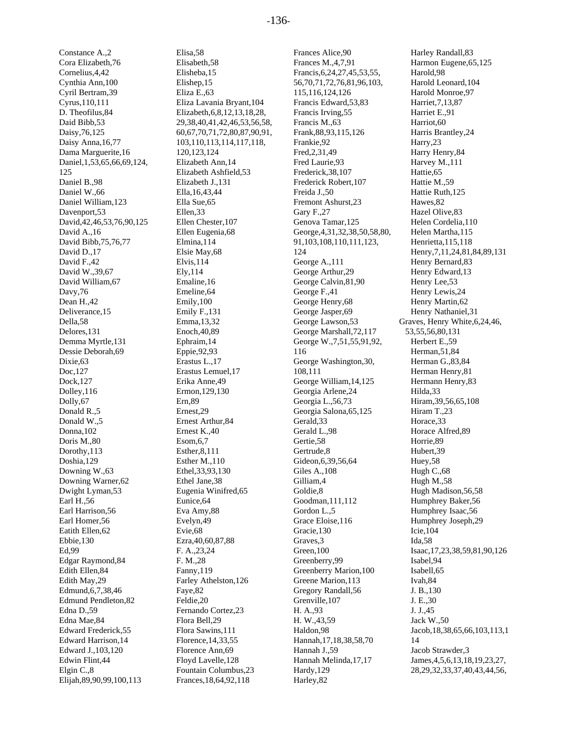Constance A.,2
Cora Elizabeth,76
Cornelius,4,42
Cynthia Ann,100
Cyril Bertram,39
Cyrus,110,111
D. Theofilus,84
Daid Bibb,53
Daisy,76,125
Daisy Anna,16,77
Dama Marguerite,16
Daniel,1,53,65,66,69,124,
125
Daniel B.,98
Daniel W.,66
Daniel William,123
Davenport,53
David,42,46,53,76,90,125
David A.,16
David Bibb,75,76,77
David D.,17
David F.,42
David W.,39,67
David William,67
Davy,76
Dean H.,42
Deliverance,15
Della,58
Delores,131
Demma Myrtle,131
Dessie Deborah,69
Dixie,63
Doc,127
Dock,127
Dolley,116
Dolly,67
Donald R.,5
Donald W.,5
Donna,102
Doris M.,80
Dorothy,113
Doshia,129
Downing W.,63
Downing Warner,62
Dwight Lyman,53
Earl H.,56
Earl Harrison,56
Earl Homer,56
Eatith Ellen,62
Ebbie,130
Ed,99
Edgar Raymond,84
Edith Ellen,84
Edith May,29
Edmund,6,7,38,46
Edmund Pendleton,82
Edna D.,59
Edna Mae,84
Edward Frederick,55
Edward Harrison,14
Edward J.,103,120
Edwin Flint,44
Elgin C.,8
Elijah,89,90,99,100,113
Elisa,58
Elisabeth,58
Elisheba,15
Elishep,15
Eliza E.,63
Eliza Lavania Bryant,104
Elizabeth,6,8,12,13,18,28,
29,38,40,41,42,46,53,56,58,
60,67,70,71,72,80,87,90,91,
103,110,113,114,117,118,
120,123,124
Elizabeth Ann,14
Elizabeth Ashfield,53
Elizabeth J.,131
Ella,16,43,44
Ella Sue,65
Ellen,33
Ellen Chester,107
Ellen Eugenia,68
Elmina,114
Elsie May,68
Elvis,114
Ely,114
Emaline,16
Emeline,64
Emily,100
Emily F.,131
Emma,13,32
Enoch,40,89
Ephraim,14
Eppie,92,93
Erastus L.,17
Erastus Lemuel,17
Erika Anne,49
Ermon,129,130
Ern,89
Ernest,29
Ernest Arthur,84
Ernest K.,40
Esom,6,7
Esther,8,111
Esther M.,110
Ethel,33,93,130
Ethel Jane,38
Eugenia Winifred,65
Eunice,64
Eva Amy,88
Evelyn,49
Evie,68
Ezra,40,60,87,88
F. A.,23,24
F. M.,28
Fanny,119
Farley Athelston,126
Faye,82
Feldie,20
Fernando Cortez,23
Flora Bell,29
Flora Sawins,111
Florence,14,33,55
Florence Ann,69
Floyd Lavelle,128
Fountain Columbus,23
Frances,18,64,92,118
Frances Alice,90
Frances M.,4,7,91
Francis,6,24,27,45,53,55,
56,70,71,72,76,81,96,103,
115,116,124,126
Francis Edward,53,83
Francis Irving,55
Francis M.,63
Frank,88,93,115,126
Frankie,92
Fred,2,31,49
Fred Laurie,93
Frederick,38,107
Frederick Robert,107
Freida J.,50
Fremont Ashurst,23
Gary F.,27
Genova Tamar,125
George,4,31,32,38,50,58,80,
91,103,108,110,111,123,
124
George A.,111
George Arthur,29
George Calvin,81,90
George F.,41
George Henry,68
George Jasper,69
George Lawson,53
George Marshall,72,117
George W.,7,51,55,91,92,
116
George Washington,30,
108,111
George William,14,125
Georgia Arlene,24
Georgia L.,56,73
Georgia Salona,65,125
Gerald,33
Gerald L.,98
Gertie,58
Gertrude,8
Gideon,6,39,56,64
Giles A.,108
Gilliam,4
Goldie,8
Goodman,111,112
Gordon L.,5
Grace Eloise,116
Gracie,130
Graves,3
Green,100
Greenberry,99
Greenberry Marion,100
Greene Marion,113
Gregory Randall,56
Grenville,107
H. A.,93
H. W.,43,59
Haldon,98
Hannah,17,18,38,58,70
Hannah J.,59
Hannah Melinda,17,17
Hardy,129
Harley,82
Harley Randall,83
Harmon Eugene,65,125
Harold,98
Harold Leonard,104
Harold Monroe,97
Harriet,7,13,87
Harriet E.,91
Harriot,60
Harris Brantley,24
Harry,23
Harry Henry,84
Harvey M.,111
Hattie,65
Hattie M.,59
Hattie Ruth,125
Hawes,82
Hazel Olive,83
Helen Cordelia,110
Helen Martha,115
Henrietta,115,118
Henry,7,11,24,81,84,89,131
Henry Bernard,83
Henry Edward,13
Henry Lee,53
Henry Lewis,24
Henry Martin,62
Henry Nathaniel,31
Graves, Henry White,6,24,46,
53,55,56,80,131
Herbert E.,59
Herman,51,84
Herman G.,83,84
Herman Henry,81
Hermann Henry,83
Hilda,33
Hiram,39,56,65,108
Hiram T.,23
Horace,33
Horace Alfred,89
Horrie,89
Hubert,39
Huey,58
Hugh C.,68
Hugh M.,58
Hugh Madison,56,58
Humphrey Baker,56
Humphrey Isaac,56
Humphrey Joseph,29
Icie,104
Ida,58
Isaac,17,23,38,59,81,90,126
Isabel,94
Isabell,65
Ivah,84
J. B.,130
J. E.,30
J. J.,45
Jack W.,50
Jacob,18,38,65,66,103,113,1
14
Jacob Strawder,3
James,4,5,6,13,18,19,23,27,
28,29,32,33,37,40,43,44,56,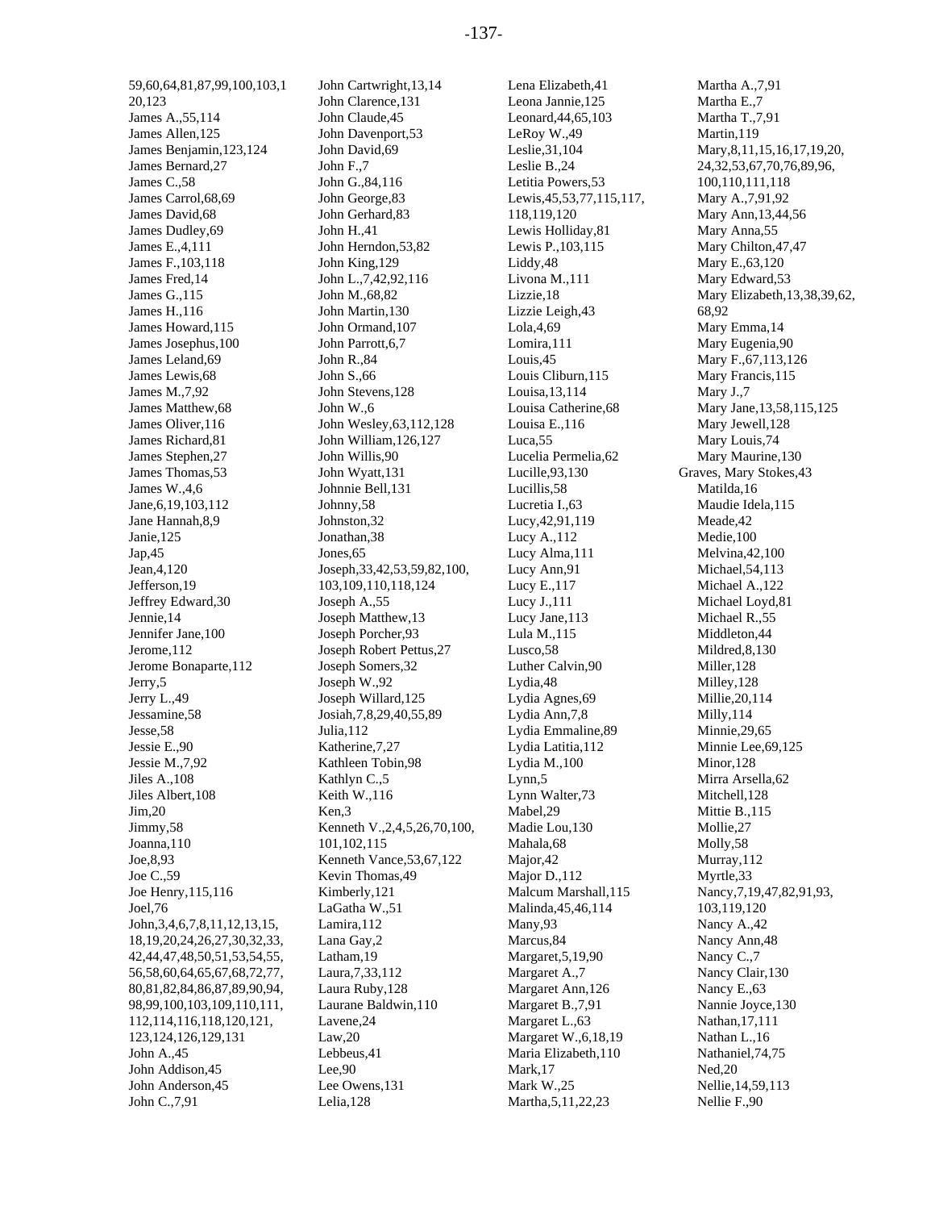59,60,64,81,87,99,100,103,120,123
James A.,55,114
James Allen,125
James Benjamin,123,124
James Bernard,27
James C.,58
James Carrol,68,69
James David,68
James Dudley,69
James E.,4,111
James F.,103,118
James Fred,14
James G.,115
James H.,116
James Howard,115
James Josephus,100
James Leland,69
James Lewis,68
James M.,7,92
James Matthew,68
James Oliver,116
James Richard,81
James Stephen,27
James Thomas,53
James W.,4,6
Jane,6,19,103,112
Jane Hannah,8,9
Janie,125
Jap,45
Jean,4,120
Jefferson,19
Jeffrey Edward,30
Jennie,14
Jennifer Jane,100
Jerome,112
Jerome Bonaparte,112
Jerry,5
Jerry L.,49
Jessamine,58
Jesse,58
Jessie E.,90
Jessie M.,7,92
Jiles A.,108
Jiles Albert,108
Jim,20
Jimmy,58
Joanna,110
Joe,8,93
Joe C.,59
Joe Henry,115,116
Joel,76
John,3,4,6,7,8,11,12,13,15,18,19,20,24,26,27,30,32,33,42,44,47,48,50,51,53,54,55,56,58,60,64,65,67,68,72,77,80,81,82,84,86,87,89,90,94,98,99,100,103,109,110,111,112,114,116,118,120,121,123,124,126,129,131
John A.,45
John Addison,45
John Anderson,45
John C.,7,91
John Cartwright,13,14
John Clarence,131
John Claude,45
John Davenport,53
John David,69
John F.,7
John G.,84,116
John George,83
John Gerhard,83
John H.,41
John Herndon,53,82
John King,129
John L.,7,42,92,116
John M.,68,82
John Martin,130
John Ormand,107
John Parrott,6,7
John R.,84
John S.,66
John Stevens,128
John W.,6
John Wesley,63,112,128
John William,126,127
John Willis,90
John Wyatt,131
Johnnie Bell,131
Johnny,58
Johnston,32
Jonathan,38
Jones,65
Joseph,33,42,53,59,82,100,103,109,110,118,124
Joseph A.,55
Joseph Matthew,13
Joseph Porcher,93
Joseph Robert Pettus,27
Joseph Somers,32
Joseph W.,92
Joseph Willard,125
Josiah,7,8,29,40,55,89
Julia,112
Katherine,7,27
Kathleen Tobin,98
Kathlyn C.,5
Keith W.,116
Ken,3
Kenneth V.,2,4,5,26,70,100,101,102,115
Kenneth Vance,53,67,122
Kevin Thomas,49
Kimberly,121
LaGatha W.,51
Lamira,112
Lana Gay,2
Latham,19
Laura,7,33,112
Laura Ruby,128
Laurane Baldwin,110
Lavene,24
Law,20
Lebbeus,41
Lee,90
Lee Owens,131
Lelia,128
Lena Elizabeth,41
Leona Jannie,125
Leonard,44,65,103
LeRoy W.,49
Leslie,31,104
Leslie B.,24
Letitia Powers,53
Lewis,45,53,77,115,117,118,119,120
Lewis Holliday,81
Lewis P.,103,115
Liddy,48
Livona M.,111
Lizzie,18
Lizzie Leigh,43
Lola,4,69
Lomira,111
Louis,45
Louis Cliburn,115
Louisa,13,114
Louisa Catherine,68
Louisa E.,116
Luca,55
Lucelia Permelia,62
Lucille,93,130
Lucillis,58
Lucretia I.,63
Lucy,42,91,119
Lucy A.,112
Lucy Alma,111
Lucy Ann,91
Lucy E.,117
Lucy J.,111
Lucy Jane,113
Lula M.,115
Lusco,58
Luther Calvin,90
Lydia,48
Lydia Agnes,69
Lydia Ann,7,8
Lydia Emmaline,89
Lydia Latitia,112
Lydia M.,100
Lynn,5
Lynn Walter,73
Mabel,29
Madie Lou,130
Mahala,68
Major,42
Major D.,112
Malcum Marshall,115
Malinda,45,46,114
Many,93
Marcus,84
Margaret,5,19,90
Margaret A.,7
Margaret Ann,126
Margaret B.,7,91
Margaret L.,63
Margaret W.,6,18,19
Maria Elizabeth,110
Mark,17
Mark W.,25
Martha,5,11,22,23
Martha A.,7,91
Martha E.,7
Martha T.,7,91
Martin,119
Mary,8,11,15,16,17,19,20,24,32,53,67,70,76,89,96,100,110,111,118
Mary A.,7,91,92
Mary Ann,13,44,56
Mary Anna,55
Mary Chilton,47,47
Mary E.,63,120
Mary Edward,53
Mary Elizabeth,13,38,39,62,68,92
Mary Emma,14
Mary Eugenia,90
Mary F.,67,113,126
Mary Francis,115
Mary J.,7
Mary Jane,13,58,115,125
Mary Jewell,128
Mary Louis,74
Mary Maurine,130

Graves, Mary Stokes,43
Matilda,16
Maudie Idela,115
Meade,42
Medie,100
Melvina,42,100
Michael,54,113
Michael A.,122
Michael Loyd,81
Michael R.,55
Middleton,44
Mildred,8,130
Miller,128
Milley,128
Millie,20,114
Milly,114
Minnie,29,65
Minnie Lee,69,125
Minor,128
Mirra Arsella,62
Mitchell,128
Mittie B.,115
Mollie,27
Molly,58
Murray,112
Myrtle,33
Nancy,7,19,47,82,91,93,103,119,120
Nancy A.,42
Nancy Ann,48
Nancy C.,7
Nancy Clair,130
Nancy E.,63
Nannie Joyce,130
Nathan,17,111
Nathan L.,16
Nathaniel,74,75
Ned,20
Nellie,14,59,113
Nellie F.,90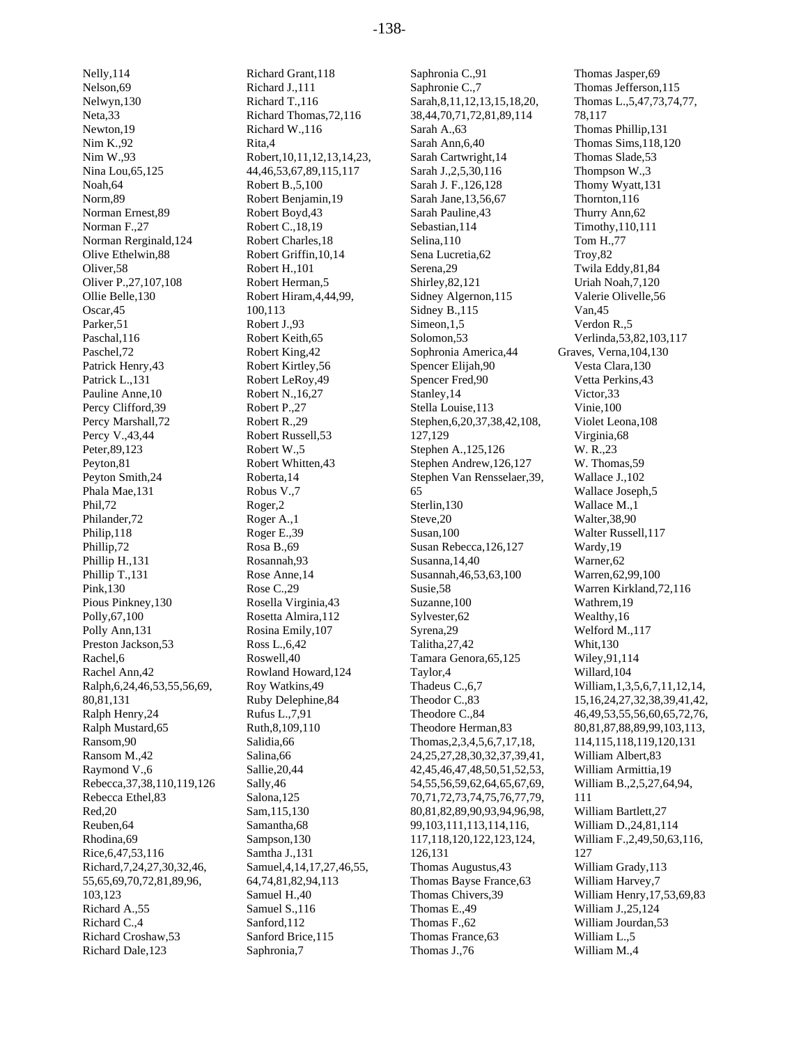Nelly,114
Nelson,69
Nelwyn,130
Neta,33
Newton,19
Nim K.,92
Nim W.,93
Nina Lou,65,125
Noah,64
Norm,89
Norman Ernest,89
Norman F.,27
Norman Rerginald,124
Olive Ethelwin,88
Oliver,58
Oliver P.,27,107,108
Ollie Belle,130
Oscar,45
Parker,51
Paschal,116
Paschel,72
Patrick Henry,43
Patrick L.,131
Pauline Anne,10
Percy Clifford,39
Percy Marshall,72
Percy V.,43,44
Peter,89,123
Peyton,81
Peyton Smith,24
Phala Mae,131
Phil,72
Philander,72
Philip,118
Phillip,72
Phillip H.,131
Phillip T.,131
Pink,130
Pious Pinkney,130
Polly,67,100
Polly Ann,131
Preston Jackson,53
Rachel,6
Rachel Ann,42
Ralph,6,24,46,53,55,56,69,
80,81,131
Ralph Henry,24
Ralph Mustard,65
Ransom,90
Ransom M.,42
Raymond V.,6
Rebecca,37,38,110,119,126
Rebecca Ethel,83
Red,20
Reuben,64
Rhodina,69
Rice,6,47,53,116
Richard,7,24,27,30,32,46,
55,65,69,70,72,81,89,96,
103,123
Richard A.,55
Richard C.,4
Richard Croshaw,53
Richard Dale,123
Richard Grant,118
Richard J.,111
Richard T.,116
Richard Thomas,72,116
Richard W.,116
Rita,4
Robert,10,11,12,13,14,23,
44,46,53,67,89,115,117
Robert B.,5,100
Robert Benjamin,19
Robert Boyd,43
Robert C.,18,19
Robert Charles,18
Robert Griffin,10,14
Robert H.,101
Robert Herman,5
Robert Hiram,4,44,99,
100,113
Robert J.,93
Robert Keith,65
Robert King,42
Robert Kirtley,56
Robert LeRoy,49
Robert N.,16,27
Robert P.,27
Robert R.,29
Robert Russell,53
Robert W.,5
Robert Whitten,43
Roberta,14
Robus V.,7
Roger,2
Roger A.,1
Roger E.,39
Rosa B.,69
Rosannah,93
Rose Anne,14
Rose C.,29
Rosella Virginia,43
Rosetta Almira,112
Rosina Emily,107
Ross L.,6,42
Roswell,40
Rowland Howard,124
Roy Watkins,49
Ruby Delephine,84
Rufus L.,7,91
Ruth,8,109,110
Salidia,66
Salina,66
Sallie,20,44
Sally,46
Salona,125
Sam,115,130
Samantha,68
Sampson,130
Samtha J.,131
Samuel,4,14,17,27,46,55,
64,74,81,82,94,113
Samuel H.,40
Samuel S.,116
Sanford,112
Sanford Brice,115
Saphronia,7
Saphronia C.,91
Saphronie C.,7
Sarah,8,11,12,13,15,18,20,
38,44,70,71,72,81,89,114
Sarah A.,63
Sarah Ann,6,40
Sarah Cartwright,14
Sarah J.,2,5,30,116
Sarah J. F.,126,128
Sarah Jane,13,56,67
Sarah Pauline,43
Sebastian,114
Selina,110
Sena Lucretia,62
Serena,29
Shirley,82,121
Sidney Algernon,115
Sidney B.,115
Simeon,1,5
Solomon,53
Sophronia America,44
Spencer Elijah,90
Spencer Fred,90
Stanley,14
Stella Louise,113
Stephen,6,20,37,38,42,108,
127,129
Stephen A.,125,126
Stephen Andrew,126,127
Stephen Van Rensselaer,39,
65
Sterlin,130
Steve,20
Susan,100
Susan Rebecca,126,127
Susanna,14,40
Susannah,46,53,63,100
Susie,58
Suzanne,100
Sylvester,62
Syrena,29
Talitha,27,42
Tamara Genora,65,125
Taylor,4
Thadeus C.,6,7
Theodor C.,83
Theodore C.,84
Theodore Herman,83
Thomas,2,3,4,5,6,7,17,18,
24,25,27,28,30,32,37,39,41,
42,45,46,47,48,50,51,52,53,
54,55,56,59,62,64,65,67,69,
70,71,72,73,74,75,76,77,79,
80,81,82,89,90,93,94,96,98,
99,103,111,113,114,116,
117,118,120,122,123,124,
126,131
Thomas Augustus,43
Thomas Bayse France,63
Thomas Chivers,39
Thomas E.,49
Thomas F.,62
Thomas France,63
Thomas J.,76
Thomas Jasper,69
Thomas Jefferson,115
Thomas L.,5,47,73,74,77,
78,117
Thomas Phillip,131
Thomas Sims,118,120
Thomas Slade,53
Thompson W.,3
Thomy Wyatt,131
Thornton,116
Thurry Ann,62
Timothy,110,111
Tom H.,77
Troy,82
Twila Eddy,81,84
Uriah Noah,7,120
Valerie Olivelle,56
Van,45
Verdon R.,5
Verlinda,53,82,103,117
Graves, Verna,104,130
Vesta Clara,130
Vetta Perkins,43
Victor,33
Vinie,100
Violet Leona,108
Virginia,68
W. R.,23
W. Thomas,59
Wallace J.,102
Wallace Joseph,5
Wallace M.,1
Walter,38,90
Walter Russell,117
Wardy,19
Warner,62
Warren,62,99,100
Warren Kirkland,72,116
Wathrem,19
Wealthy,16
Welford M.,117
Whit,130
Wiley,91,114
Willard,104
William,1,3,5,6,7,11,12,14,
15,16,24,27,32,38,39,41,42,
46,49,53,55,56,60,65,72,76,
80,81,87,88,89,99,103,113,
114,115,118,119,120,131
William Albert,83
William Armittia,19
William B.,2,5,27,64,94,
111
William Bartlett,27
William D.,24,81,114
William F.,2,49,50,63,116,
127
William Grady,113
William Harvey,7
William Henry,17,53,69,83
William J.,25,124
William Jourdan,53
William L.,5
William M.,4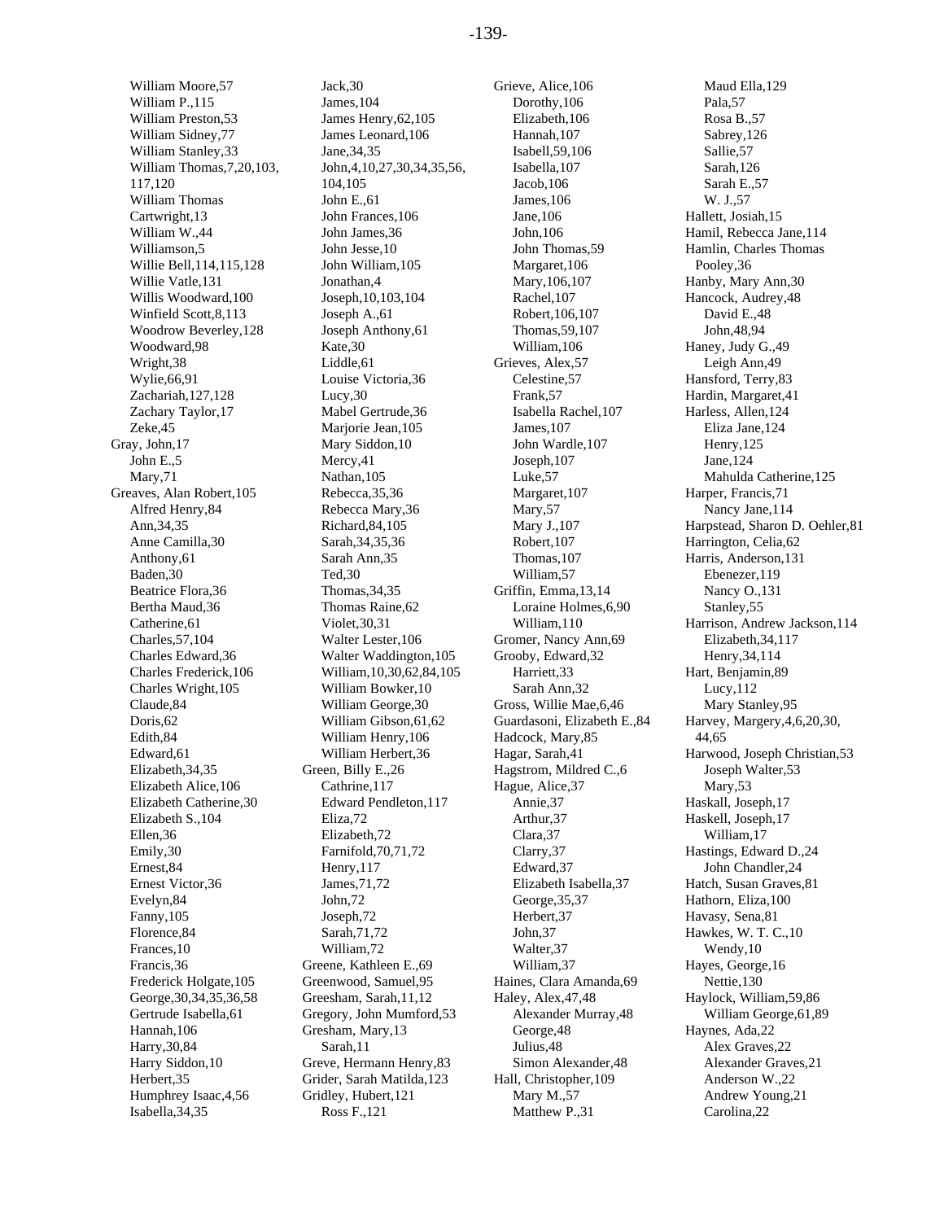William Moore,57
William P.,115
William Preston,53
William Sidney,77
William Stanley,33
William Thomas,7,20,103,
117,120
William Thomas
Cartwright,13
William W.,44
Williamson,5
Willie Bell,114,115,128
Willie Vatle,131
Willis Woodward,100
Winfield Scott,8,113
Woodrow Beverley,128
Woodward,98
Wright,38
Wylie,66,91
Zachariah,127,128
Zachary Taylor,17
Zeke,45

Gray, John,17
John E.,5
Mary,71

Greaves, Alan Robert,105
Alfred Henry,84
Ann,34,35
Anne Camilla,30
Anthony,61
Baden,30
Beatrice Flora,36
Bertha Maud,36
Catherine,61
Charles,57,104
Charles Edward,36
Charles Frederick,106
Charles Wright,105
Claude,84
Doris,62
Edith,84
Edward,61
Elizabeth,34,35
Elizabeth Alice,106
Elizabeth Catherine,30
Elizabeth S.,104
Ellen,36
Emily,30
Ernest,84
Ernest Victor,36
Evelyn,84
Fanny,105
Florence,84
Frances,10
Francis,36
Frederick Holgate,105
George,30,34,35,36,58
Gertrude Isabella,61
Hannah,106
Harry,30,84
Harry Siddon,10
Herbert,35
Humphrey Isaac,4,56
Isabella,34,35
Jack,30
James,104
James Henry,62,105
James Leonard,106
Jane,34,35
John,4,10,27,30,34,35,56,
104,105
John E.,61
John Frances,106
John James,36
John Jesse,10
John William,105
Jonathan,4
Joseph,10,103,104
Joseph A.,61
Joseph Anthony,61
Kate,30
Liddle,61
Louise Victoria,36
Lucy,30
Mabel Gertrude,36
Marjorie Jean,105
Mary Siddon,10
Mercy,41
Nathan,105
Rebecca,35,36
Rebecca Mary,36
Richard,84,105
Sarah,34,35,36
Sarah Ann,35
Ted,30
Thomas,34,35
Thomas Raine,62
Violet,30,31
Walter Lester,106
Walter Waddington,105
William,10,30,62,84,105
William Bowker,10
William George,30
William Gibson,61,62
William Henry,106
William Herbert,36

Green, Billy E.,26
Cathrine,117
Edward Pendleton,117
Eliza,72
Elizabeth,72
Farnifold,70,71,72
Henry,117
James,71,72
John,72
Joseph,72
Sarah,71,72
William,72

Greene, Kathleen E.,69
Greenwood, Samuel,95
Greesham, Sarah,11,12
Gregory, John Mumford,53
Gresham, Mary,13
Sarah,11
Greve, Hermann Henry,83
Grider, Sarah Matilda,123
Gridley, Hubert,121
Ross F.,121

Grieve, Alice,106
Dorothy,106
Elizabeth,106
Hannah,107
Isabell,59,106
Isabella,107
Jacob,106
James,106
Jane,106
John,106
John Thomas,59
Margaret,106
Mary,106,107
Rachel,107
Robert,106,107
Thomas,59,107
William,106

Grieves, Alex,57
Celestine,57
Frank,57
Isabella Rachel,107
James,107
John Wardle,107
Joseph,107
Luke,57
Margaret,107
Mary,57
Mary J.,107
Robert,107
Thomas,107
William,57

Griffin, Emma,13,14
Loraine Holmes,6,90
William,110

Gromer, Nancy Ann,69
Grooby, Edward,32
Harriett,33
Sarah Ann,32
Gross, Willie Mae,6,46
Guardasoni, Elizabeth E.,84
Hadcock, Mary,85
Hagar, Sarah,41
Hagstrom, Mildred C.,6

Hague, Alice,37
Annie,37
Arthur,37
Clara,37
Clarry,37
Edward,37
Elizabeth Isabella,37
George,35,37
Herbert,37
John,37
Walter,37
William,37

Haines, Clara Amanda,69

Haley, Alex,47,48
Alexander Murray,48
George,48
Julius,48
Simon Alexander,48

Hall, Christopher,109
Mary M.,57
Matthew P.,31
Maud Ella,129
Pala,57
Rosa B.,57
Sabrey,126
Sallie,57
Sarah,126
Sarah E.,57
W. J.,57

Hallett, Josiah,15
Hamil, Rebecca Jane,114
Hamlin, Charles Thomas
Pooley,36
Hanby, Mary Ann,30

Hancock, Audrey,48
David E.,48
John,48,94

Haney, Judy G.,49
Leigh Ann,49

Hansford, Terry,83
Hardin, Margaret,41

Harless, Allen,124
Eliza Jane,124
Henry,125
Jane,124
Mahulda Catherine,125

Harper, Francis,71
Nancy Jane,114

Harpstead, Sharon D. Oehler,81
Harrington, Celia,62

Harris, Anderson,131
Ebenezer,119
Nancy O.,131
Stanley,55

Harrison, Andrew Jackson,114
Elizabeth,34,117
Henry,34,114

Hart, Benjamin,89
Lucy,112
Mary Stanley,95

Harvey, Margery,4,6,20,30,
44,65

Harwood, Joseph Christian,53
Joseph Walter,53
Mary,53

Haskall, Joseph,17
Haskell, Joseph,17
William,17

Hastings, Edward D.,24
John Chandler,24

Hatch, Susan Graves,81
Hathorn, Eliza,100
Havasy, Sena,81

Hawkes, W. T. C.,10
Wendy,10

Hayes, George,16
Nettie,130

Haylock, William,59,86
William George,61,89

Haynes, Ada,22
Alex Graves,22
Alexander Graves,21
Anderson W.,22
Andrew Young,21
Carolina,22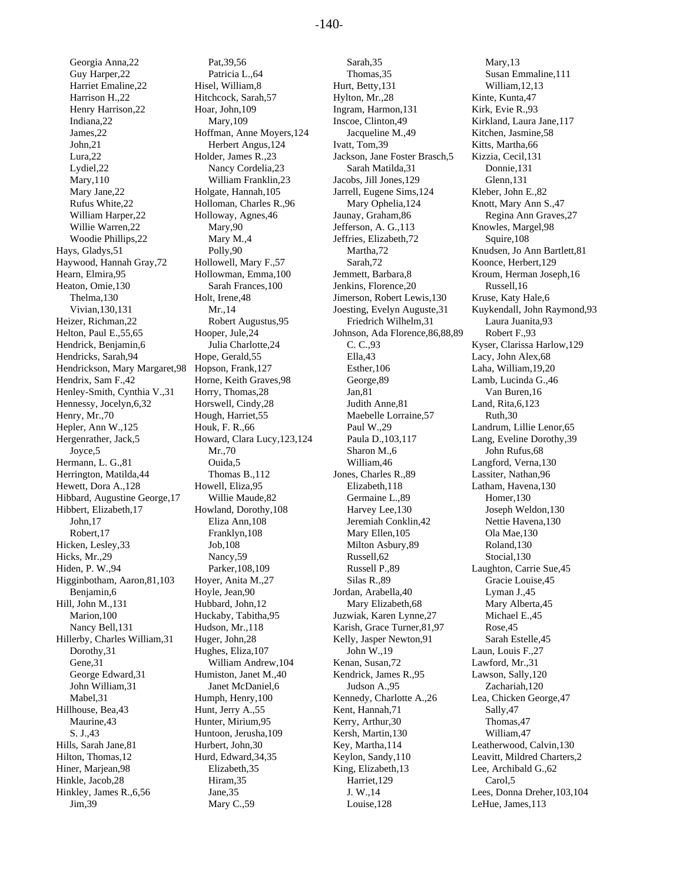Georgia Anna,22
Guy Harper,22
Harriet Emaline,22
Harrison H.,22
Henry Harrison,22
Indiana,22
James,22
John,21
Lura,22
Lydiel,22
Mary,110
Mary Jane,22
Rufus White,22
William Harper,22
Willie Warren,22
Woodie Phillips,22
Hays, Gladys,51
Haywood, Hannah Gray,72
Hearn, Elmira,95
Heaton, Omie,130
Thelma,130
Vivian,130,131
Heizer, Richman,22
Helton, Paul E.,55,65
Hendrick, Benjamin,6
Hendricks, Sarah,94
Hendrickson, Mary Margaret,98
Hendrix, Sam F.,42
Henley-Smith, Cynthia V.,31
Hennessy, Jocelyn,6,32
Henry, Mr.,70
Hepler, Ann W.,125
Hergenrather, Jack,5
Joyce,5
Hermann, L. G.,81
Herrington, Matilda,44
Hewett, Dora A.,128
Hibbard, Augustine George,17
Hibbert, Elizabeth,17
John,17
Robert,17
Hicken, Lesley,33
Hicks, Mr.,29
Hiden, P. W.,94
Higginbotham, Aaron,81,103
Benjamin,6
Hill, John M.,131
Marion,100
Nancy Bell,131
Hillerby, Charles William,31
Dorothy,31
Gene,31
George Edward,31
John William,31
Mabel,31
Hillhouse, Bea,43
Maurine,43
S. J.,43
Hills, Sarah Jane,81
Hilton, Thomas,12
Hiner, Marjean,98
Hinkle, Jacob,28
Hinkley, James R.,6,56
Jim,39
Pat,39,56
Patricia L.,64
Hisel, William,8
Hitchcock, Sarah,57
Hoar, John,109
Mary,109
Hoffman, Anne Moyers,124
Herbert Angus,124
Holder, James R.,23
Nancy Cordelia,23
William Franklin,23
Holgate, Hannah,105
Holloman, Charles R.,96
Holloway, Agnes,46
Mary,90
Mary M.,4
Polly,90
Hollowell, Mary F.,57
Hollowman, Emma,100
Sarah Frances,100
Holt, Irene,48
Mr.,14
Robert Augustus,95
Hooper, Jule,24
Julia Charlotte,24
Hope, Gerald,55
Hopson, Frank,127
Horne, Keith Graves,98
Horry, Thomas,28
Horswell, Cindy,28
Hough, Harriet,55
Houk, F. R.,66
Howard, Clara Lucy,123,124
Mr.,70
Ouida,5
Thomas B.,112
Howell, Eliza,95
Willie Maude,82
Howland, Dorothy,108
Eliza Ann,108
Franklyn,108
Job,108
Nancy,59
Parker,108,109
Hoyer, Anita M.,27
Hoyle, Jean,90
Hubbard, John,12
Huckaby, Tabitha,95
Hudson, Mr.,118
Huger, John,28
Hughes, Eliza,107
William Andrew,104
Humiston, Janet M.,40
Janet McDaniel,6
Humph, Henry,100
Hunt, Jerry A.,55
Hunter, Mirium,95
Huntoon, Jerusha,109
Hurbert, John,30
Hurd, Edward,34,35
Elizabeth,35
Hiram,35
Jane,35
Mary C.,59
Sarah,35
Thomas,35
Hurt, Betty,131
Hylton, Mr.,28
Ingram, Harmon,131
Inscoe, Clinton,49
Jacqueline M.,49
Ivatt, Tom,39
Jackson, Jane Foster Brasch,5
Sarah Matilda,31
Jacobs, Jill Jones,129
Jarrell, Eugene Sims,124
Mary Ophelia,124
Jaunay, Graham,86
Jefferson, A. G.,113
Jeffries, Elizabeth,72
Martha,72
Sarah,72
Jemmett, Barbara,8
Jenkins, Florence,20
Jimerson, Robert Lewis,130
Joesting, Evelyn Auguste,31
Friedrich Wilhelm,31
Johnson, Ada Florence,86,88,89
C. C.,93
Ella,43
Esther,106
George,89
Jan,81
Judith Anne,81
Maebelle Lorraine,57
Paul W.,29
Paula D.,103,117
Sharon M.,6
William,46
Jones, Charles R.,89
Elizabeth,118
Germaine L.,89
Harvey Lee,130
Jeremiah Conklin,42
Mary Ellen,105
Milton Asbury,89
Russell,62
Russell P.,89
Silas R.,89
Jordan, Arabella,40
Mary Elizabeth,68
Juzwiak, Karen Lynne,27
Karish, Grace Turner,81,97
Kelly, Jasper Newton,91
John W.,19
Kenan, Susan,72
Kendrick, James R.,95
Judson A.,95
Kennedy, Charlotte A.,26
Kent, Hannah,71
Kerry, Arthur,30
Kersh, Martin,130
Key, Martha,114
Keylon, Sandy,110
King, Elizabeth,13
Harriet,129
J. W.,14
Louise,128
Mary,13
Susan Emmaline,111
William,12,13
Kinte, Kunta,47
Kirk, Evie R.,93
Kirkland, Laura Jane,117
Kitchen, Jasmine,58
Kitts, Martha,66
Kizzia, Cecil,131
Donnie,131
Glenn,131
Kleber, John E.,82
Knott, Mary Ann S.,47
Regina Ann Graves,27
Knowles, Margel,98
Squire,108
Knudsen, Jo Ann Bartlett,81
Koonce, Herbert,129
Kroum, Herman Joseph,16
Russell,16
Kruse, Katy Hale,6
Kuykendall, John Raymond,93
Laura Juanita,93
Robert F.,93
Kyser, Clarissa Harlow,129
Lacy, John Alex,68
Laha, William,19,20
Lamb, Lucinda G.,46
Van Buren,16
Land, Rita,6,123
Ruth,30
Landrum, Lillie Lenor,65
Lang, Eveline Dorothy,39
John Rufus,68
Langford, Verna,130
Lassiter, Nathan,96
Latham, Havena,130
Homer,130
Joseph Weldon,130
Nettie Havena,130
Ola Mae,130
Roland,130
Stocial,130
Laughton, Carrie Sue,45
Gracie Louise,45
Lyman J.,45
Mary Alberta,45
Michael E.,45
Rose,45
Sarah Estelle,45
Laun, Louis F.,27
Lawford, Mr.,31
Lawson, Sally,120
Zachariah,120
Lea, Chicken George,47
Sally,47
Thomas,47
William,47
Leatherwood, Calvin,130
Leavitt, Mildred Charters,2
Lee, Archibald G.,62
Carol,5
Lees, Donna Dreher,103,104
LeHue, James,113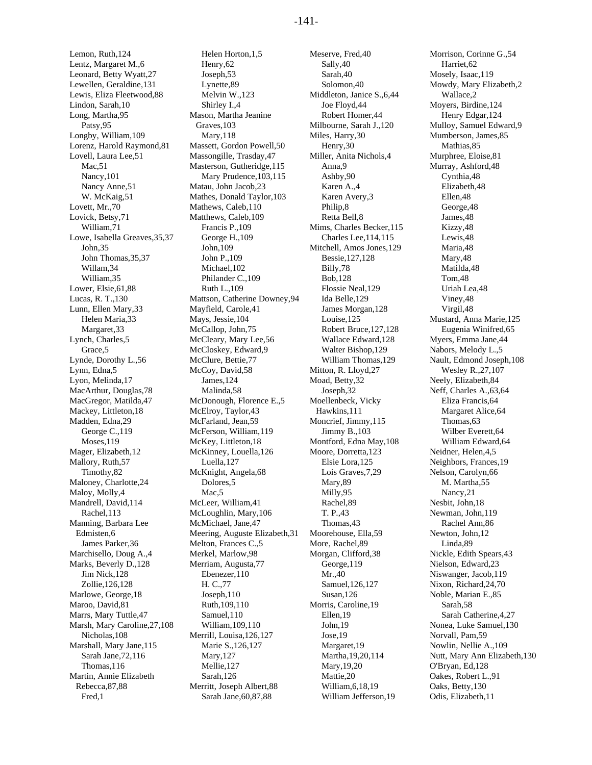Lemon, Ruth,124
Lentz, Margaret M.,6
Leonard, Betty Wyatt,27
Lewellen, Geraldine,131
Lewis, Eliza Fleetwood,88
Lindon, Sarah,10
Long, Martha,95
  Patsy,95
Longby, William,109
Lorenz, Harold Raymond,81
Lovell, Laura Lee,51
  Mac,51
  Nancy,101
  Nancy Anne,51
  W. McKaig,51
Lovett, Mr.,70
Lovick, Betsy,71
  William,71
Lowe, Isabella Greaves,35,37
  John,35
  John Thomas,35,37
  Willam,34
  William,35
Lower, Elsie,61,88
Lucas, R. T.,130
Lunn, Ellen Mary,33
  Helen Maria,33
  Margaret,33
Lynch, Charles,5
  Grace,5
Lynde, Dorothy L.,56
Lynn, Edna,5
Lyon, Melinda,17
MacArthur, Douglas,78
MacGregor, Matilda,47
Mackey, Littleton,18
Madden, Edna,29
  George C.,119
  Moses,119
Mager, Elizabeth,12
Mallory, Ruth,57
  Timothy,82
Maloney, Charlotte,24
Maloy, Molly,4
Mandrell, David,114
  Rachel,113
Manning, Barbara Lee Edmisten,6
  James Parker,36
Marchisello, Doug A.,4
Marks, Beverly D.,128
  Jim Nick,128
  Zollie,126,128
Marlowe, George,18
Maroo, David,81
Marrs, Mary Tuttle,47
Marsh, Mary Caroline,27,108
  Nicholas,108
Marshall, Mary Jane,115
  Sarah Jane,72,116
  Thomas,116
Martin, Annie Elizabeth Rebecca,87,88
  Fred,1
  Helen Horton,1,5
  Henry,62
  Joseph,53
  Lynette,89
  Melvin W.,123
  Shirley I.,4
Mason, Martha Jeanine Graves,103
  Mary,118
Massett, Gordon Powell,50
Massongille, Trasday,47
Masterson, Gutheridge,115
  Mary Prudence,103,115
Matau, John Jacob,23
Mathes, Donald Taylor,103
Mathews, Caleb,110
Matthews, Caleb,109
  Francis P.,109
  George H.,109
  John,109
  John P.,109
  Michael,102
  Philander C.,109
  Ruth L.,109
Mattson, Catherine Downey,94
Mayfield, Carole,41
Mays, Jessie,104
McCallop, John,75
McCleary, Mary Lee,56
McCloskey, Edward,9
McClure, Bettie,77
McCoy, David,58
  James,124
  Malinda,58
McDonough, Florence E.,5
McElroy, Taylor,43
McFarland, Jean,59
McFerson, William,119
McKey, Littleton,18
McKinney, Louella,126
  Luella,127
McKnight, Angela,68
  Dolores,5
  Mac,5
McLeer, William,41
McLoughlin, Mary,106
McMichael, Jane,47
Meering, Auguste Elizabeth,31
Melton, Frances C.,5
Merkel, Marlow,98
Merriam, Augusta,77
  Ebenezer,110
  H. C.,77
  Joseph,110
  Ruth,109,110
  Samuel,110
  William,109,110
Merrill, Louisa,126,127
  Marie S.,126,127
  Mary,127
  Mellie,127
  Sarah,126
Merritt, Joseph Albert,88
  Sarah Jane,60,87,88
Meserve, Fred,40
  Sally,40
  Sarah,40
  Solomon,40
Middleton, Janice S.,6,44
  Joe Floyd,44
  Robert Homer,44
Milbourne, Sarah J.,120
Miles, Harry,30
  Henry,30
Miller, Anita Nichols,4
  Anna,9
  Ashby,90
  Karen A.,4
  Karen Avery,3
  Philip,8
  Retta Bell,8
Mims, Charles Becker,115
  Charles Lee,114,115
Mitchell, Amos Jones,129
  Bessie,127,128
  Billy,78
  Bob,128
  Flossie Neal,129
  Ida Belle,129
  James Morgan,128
  Louise,125
  Robert Bruce,127,128
  Wallace Edward,128
  Walter Bishop,129
  William Thomas,129
Mitton, R. Lloyd,27
Moad, Betty,32
  Joseph,32
Moellenbeck, Vicky Hawkins,111
Moncrief, Jimmy,115
  Jimmy B.,103
Montford, Edna May,108
Moore, Dorretta,123
  Elsie Lora,125
  Lois Graves,7,29
  Mary,89
  Milly,95
  Rachel,89
  T. P.,43
  Thomas,43
Moorehouse, Ella,59
More, Rachel,89
Morgan, Clifford,38
  George,119
  Mr.,40
  Samuel,126,127
  Susan,126
Morris, Caroline,19
  Ellen,19
  John,19
  Jose,19
  Margaret,19
  Martha,19,20,114
  Mary,19,20
  Mattie,20
  William,6,18,19
  William Jefferson,19
Morrison, Corinne G.,54
  Harriet,62
Mosely, Isaac,119
Mowdy, Mary Elizabeth,2
  Wallace,2
Moyers, Birdine,124
  Henry Edgar,124
Mulloy, Samuel Edward,9
Mumberson, James,85
  Mathias,85
Murphree, Eloise,81
Murray, Ashford,48
  Cynthia,48
  Elizabeth,48
  Ellen,48
  George,48
  James,48
  Kizzy,48
  Lewis,48
  Maria,48
  Mary,48
  Matilda,48
  Tom,48
  Uriah Lea,48
  Viney,48
  Virgil,48
Mustard, Anna Marie,125
  Eugenia Winifred,65
Myers, Emma Jane,44
Nabors, Melody L.,5
Nault, Edmond Joseph,108
  Wesley R.,27,107
Neely, Elizabeth,84
Neff, Charles A.,63,64
  Eliza Francis,64
  Margaret Alice,64
  Thomas,63
  Wilber Everett,64
  William Edward,64
Neidner, Helen,4,5
Neighbors, Frances,19
Nelson, Carolyn,66
  M. Martha,55
  Nancy,21
Nesbit, John,18
Newman, John,119
  Rachel Ann,86
Newton, John,12
  Linda,89
Nickle, Edith Spears,43
Nielson, Edward,23
Niswanger, Jacob,119
Nixon, Richard,24,70
Noble, Marian E.,85
  Sarah,58
  Sarah Catherine,4,27
Nonea, Luke Samuel,130
Norvall, Pam,59
Nowlin, Nellie A.,109
Nutt, Mary Ann Elizabeth,130
O'Bryan, Ed,128
Oakes, Robert L.,91
Oaks, Betty,130
Odis, Elizabeth,11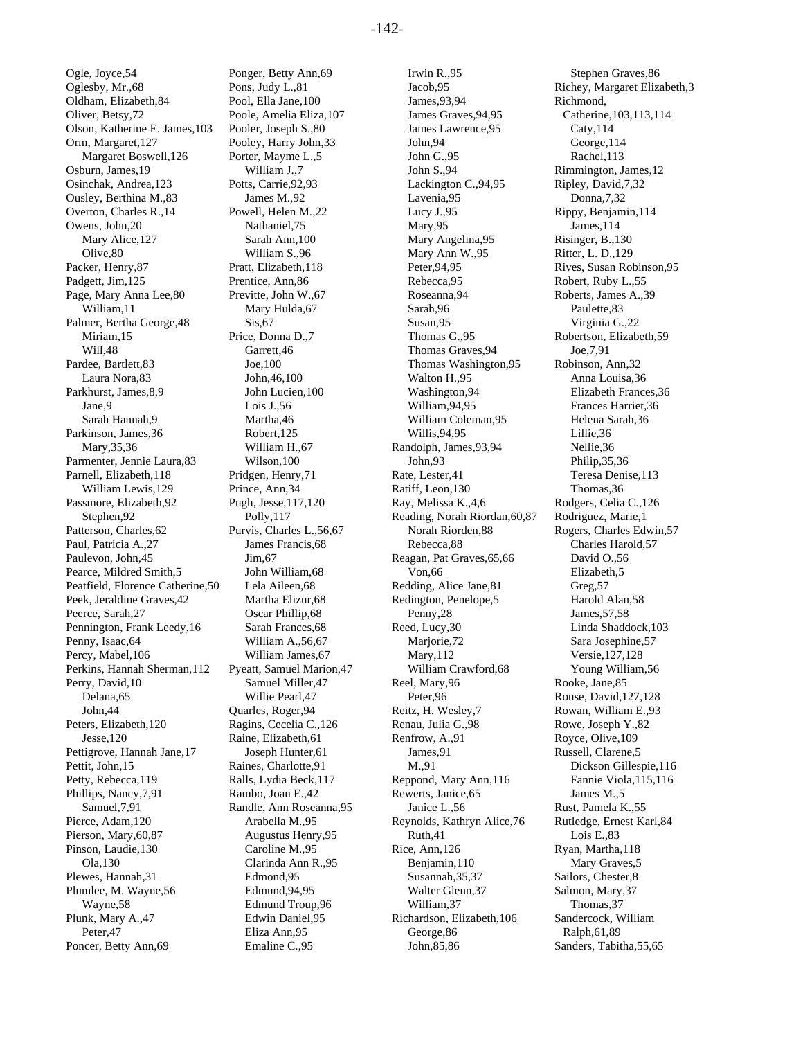Ogle, Joyce,54
Oglesby, Mr.,68
Oldham, Elizabeth,84
Oliver, Betsy,72
Olson, Katherine E. James,103
Orm, Margaret,127
    Margaret Boswell,126
Osburn, James,19
Osinchak, Andrea,123
Ousley, Berthina M.,83
Overton, Charles R.,14
Owens, John,20
    Mary Alice,127
    Olive,80
Packer, Henry,87
Padgett, Jim,125
Page, Mary Anna Lee,80
    William,11
Palmer, Bertha George,48
    Miriam,15
    Will,48
Pardee, Bartlett,83
    Laura Nora,83
Parkhurst, James,8,9
    Jane,9
    Sarah Hannah,9
Parkinson, James,36
    Mary,35,36
Parmenter, Jennie Laura,83
Parnell, Elizabeth,118
    William Lewis,129
Passmore, Elizabeth,92
    Stephen,92
Patterson, Charles,62
Paul, Patricia A.,27
Paulevon, John,45
Pearce, Mildred Smith,5
Peatfield, Florence Catherine,50
Peek, Jeraldine Graves,42
Peerce, Sarah,27
Pennington, Frank Leedy,16
Penny, Isaac,64
Percy, Mabel,106
Perkins, Hannah Sherman,112
Perry, David,10
    Delana,65
    John,44
Peters, Elizabeth,120
    Jesse,120
Pettigrove, Hannah Jane,17
Pettit, John,15
Petty, Rebecca,119
Phillips, Nancy,7,91
    Samuel,7,91
Pierce, Adam,120
Pierson, Mary,60,87
Pinson, Laudie,130
    Ola,130
Plewes, Hannah,31
Plumlee, M. Wayne,56
    Wayne,58
Plunk, Mary A.,47
    Peter,47
Poncer, Betty Ann,69
Ponger, Betty Ann,69
Pons, Judy L.,81
Pool, Ella Jane,100
Poole, Amelia Eliza,107
Pooler, Joseph S.,80
Pooley, Harry John,33
Porter, Mayme L.,5
    William J.,7
Potts, Carrie,92,93
    James M.,92
Powell, Helen M.,22
    Nathaniel,75
    Sarah Ann,100
    William S.,96
Pratt, Elizabeth,118
Prentice, Ann,86
Previtte, John W.,67
    Mary Hulda,67
    Sis,67
Price, Donna D.,7
    Garrett,46
    Joe,100
    John,46,100
    John Lucien,100
    Lois J.,56
    Martha,46
    Robert,125
    William H.,67
    Wilson,100
Pridgen, Henry,71
Prince, Ann,34
Pugh, Jesse,117,120
    Polly,117
Purvis, Charles L.,56,67
    James Francis,68
    Jim,67
    John William,68
    Lela Aileen,68
    Martha Elizur,68
    Oscar Phillip,68
    Sarah Frances,68
    William A.,56,67
    William James,67
Pyeatt, Samuel Marion,47
    Samuel Miller,47
    Willie Pearl,47
Quarles, Roger,94
Ragins, Cecelia C.,126
Raine, Elizabeth,61
    Joseph Hunter,61
Raines, Charlotte,91
Ralls, Lydia Beck,117
Rambo, Joan E.,42
Randle, Ann Roseanna,95
    Arabella M.,95
    Augustus Henry,95
    Caroline M.,95
    Clarinda Ann R.,95
    Edmond,95
    Edmund,94,95
    Edmund Troup,96
    Edwin Daniel,95
    Eliza Ann,95
    Emaline C.,95
    Irwin R.,95
    Jacob,95
    James,93,94
    James Graves,94,95
    James Lawrence,95
    John,94
    John G.,95
    John S.,94
    Lackington C.,94,95
    Lavenia,95
    Lucy J.,95
    Mary,95
    Mary Angelina,95
    Mary Ann W.,95
    Peter,94,95
    Rebecca,95
    Roseanna,94
    Sarah,96
    Susan,95
    Thomas G.,95
    Thomas Graves,94
    Thomas Washington,95
    Walton H.,95
    Washington,94
    William,94,95
    William Coleman,95
    Willis,94,95
Randolph, James,93,94
    John,93
Rate, Lester,41
Ratiff, Leon,130
Ray, Melissa K.,4,6
Reading, Norah Riordan,60,87
    Norah Riorden,88
    Rebecca,88
Reagan, Pat Graves,65,66
    Von,66
Redding, Alice Jane,81
Redington, Penelope,5
    Penny,28
Reed, Lucy,30
    Marjorie,72
    Mary,112
    William Crawford,68
Reel, Mary,96
    Peter,96
Reitz, H. Wesley,7
Renau, Julia G.,98
Renfrow, A.,91
    James,91
    M.,91
Reppond, Mary Ann,116
Rewerts, Janice,65
    Janice L.,56
Reynolds, Kathryn Alice,76
    Ruth,41
Rice, Ann,126
    Benjamin,110
    Susannah,35,37
    Walter Glenn,37
    William,37
Richardson, Elizabeth,106
    George,86
    John,85,86
    Stephen Graves,86
Richey, Margaret Elizabeth,3
Richmond, Catherine,103,113,114
    Caty,114
    George,114
    Rachel,113
Rimmington, James,12
Ripley, David,7,32
    Donna,7,32
Rippy, Benjamin,114
    James,114
Risinger, B.,130
Ritter, L. D.,129
Rives, Susan Robinson,95
Robert, Ruby L.,55
Roberts, James A.,39
    Paulette,83
    Virginia G.,22
Robertson, Elizabeth,59
    Joe,7,91
Robinson, Ann,32
    Anna Louisa,36
    Elizabeth Frances,36
    Frances Harriet,36
    Helena Sarah,36
    Lillie,36
    Nellie,36
    Philip,35,36
    Teresa Denise,113
    Thomas,36
Rodgers, Celia C.,126
Rodriguez, Marie,1
Rogers, Charles Edwin,57
    Charles Harold,57
    David O.,56
    Elizabeth,5
    Greg,57
    Harold Alan,58
    James,57,58
    Linda Shaddock,103
    Sara Josephine,57
    Versie,127,128
    Young William,56
Rooke, Jane,85
Rouse, David,127,128
Rowan, William E.,93
Rowe, Joseph Y.,82
Royce, Olive,109
Russell, Clarene,5
    Dickson Gillespie,116
    Fannie Viola,115,116
    James M.,5
Rust, Pamela K.,55
Rutledge, Ernest Karl,84
    Lois E.,83
Ryan, Martha,118
    Mary Graves,5
Sailors, Chester,8
Salmon, Mary,37
    Thomas,37
Sandercock, William Ralph,61,89
Sanders, Tabitha,55,65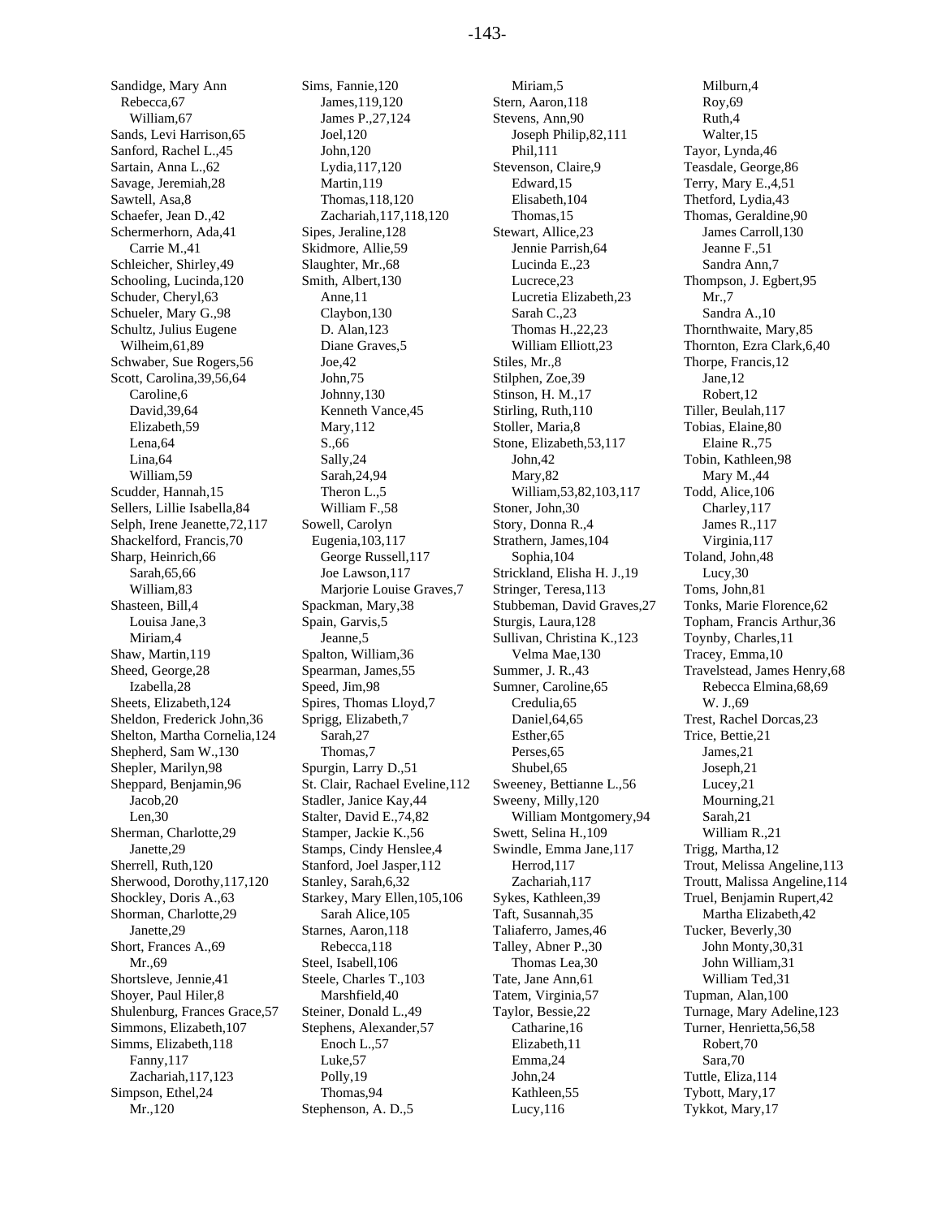Sandidge, Mary Ann Rebecca,67
William,67
Sands, Levi Harrison,65
Sanford, Rachel L.,45
Sartain, Anna L.,62
Savage, Jeremiah,28
Sawtell, Asa,8
Schaefer, Jean D.,42
Schermerhorn, Ada,41
Carrie M.,41
Schleicher, Shirley,49
Schooling, Lucinda,120
Schuder, Cheryl,63
Schueler, Mary G.,98
Schultz, Julius Eugene Wilheim,61,89
Schwaber, Sue Rogers,56
Scott, Carolina,39,56,64
Caroline,6
David,39,64
Elizabeth,59
Lena,64
Lina,64
William,59
Scudder, Hannah,15
Sellers, Lillie Isabella,84
Selph, Irene Jeanette,72,117
Shackelford, Francis,70
Sharp, Heinrich,66
Sarah,65,66
William,83
Shasteen, Bill,4
Louisa Jane,3
Miriam,4
Shaw, Martin,119
Sheed, George,28
Izabella,28
Sheets, Elizabeth,124
Sheldon, Frederick John,36
Shelton, Martha Cornelia,124
Shepherd, Sam W.,130
Shepler, Marilyn,98
Sheppard, Benjamin,96
Jacob,20
Len,30
Sherman, Charlotte,29
Janette,29
Sherrell, Ruth,120
Sherwood, Dorothy,117,120
Shockley, Doris A.,63
Shorman, Charlotte,29
Janette,29
Short, Frances A.,69
Mr.,69
Shortsleve, Jennie,41
Shoyer, Paul Hiler,8
Shulenburg, Frances Grace,57
Simmons, Elizabeth,107
Simms, Elizabeth,118
Fanny,117
Zachariah,117,123
Simpson, Ethel,24
Mr.,120
Sims, Fannie,120
James,119,120
James P.,27,124
Joel,120
John,120
Lydia,117,120
Martin,119
Thomas,118,120
Zachariah,117,118,120
Sipes, Jeraline,128
Skidmore, Allie,59
Slaughter, Mr.,68
Smith, Albert,130
Anne,11
Claybon,130
D. Alan,123
Diane Graves,5
Joe,42
John,75
Johnny,130
Kenneth Vance,45
Mary,112
S.,66
Sally,24
Sarah,24,94
Theron L.,5
William F.,58
Sowell, Carolyn Eugenia,103,117
George Russell,117
Joe Lawson,117
Marjorie Louise Graves,7
Spackman, Mary,38
Spain, Garvis,5
Jeanne,5
Spalton, William,36
Spearman, James,55
Speed, Jim,98
Spires, Thomas Lloyd,7
Sprigg, Elizabeth,7
Sarah,27
Thomas,7
Spurgin, Larry D.,51
St. Clair, Rachael Eveline,112
Stadler, Janice Kay,44
Stalter, David E.,74,82
Stamper, Jackie K.,56
Stamps, Cindy Henslee,4
Stanford, Joel Jasper,112
Stanley, Sarah,6,32
Starkey, Mary Ellen,105,106
Sarah Alice,105
Starnes, Aaron,118
Rebecca,118
Steel, Isabell,106
Steele, Charles T.,103
Marshfield,40
Steiner, Donald L.,49
Stephens, Alexander,57
Enoch L.,57
Luke,57
Polly,19
Thomas,94
Stephenson, A. D.,5
Miriam,5
Stern, Aaron,118
Stevens, Ann,90
Joseph Philip,82,111
Phil,111
Stevenson, Claire,9
Edward,15
Elisabeth,104
Thomas,15
Stewart, Allice,23
Jennie Parrish,64
Lucinda E.,23
Lucrece,23
Lucretia Elizabeth,23
Sarah C.,23
Thomas H.,22,23
William Elliott,23
Stiles, Mr.,8
Stilphen, Zoe,39
Stinson, H. M.,17
Stirling, Ruth,110
Stoller, Maria,8
Stone, Elizabeth,53,117
John,42
Mary,82
William,53,82,103,117
Stoner, John,30
Story, Donna R.,4
Strathern, James,104
Sophia,104
Strickland, Elisha H. J.,19
Stringer, Teresa,113
Stubbeman, David Graves,27
Sturgis, Laura,128
Sullivan, Christina K.,123
Velma Mae,130
Summer, J. R.,43
Sumner, Caroline,65
Credulia,65
Daniel,64,65
Esther,65
Perses,65
Shubel,65
Sweeney, Bettianne L.,56
Sweeny, Milly,120
William Montgomery,94
Swett, Selina H.,109
Swindle, Emma Jane,117
Herrod,117
Zachariah,117
Sykes, Kathleen,39
Taft, Susannah,35
Taliaferro, James,46
Talley, Abner P.,30
Thomas Lea,30
Tate, Jane Ann,61
Tatem, Virginia,57
Taylor, Bessie,22
Catharine,16
Elizabeth,11
Emma,24
John,24
Kathleen,55
Lucy,116
Milburn,4
Roy,69
Ruth,4
Walter,15
Tayor, Lynda,46
Teasdale, George,86
Terry, Mary E.,4,51
Thetford, Lydia,43
Thomas, Geraldine,90
James Carroll,130
Jeanne F.,51
Sandra Ann,7
Thompson, J. Egbert,95
Mr.,7
Sandra A.,10
Thornthwaite, Mary,85
Thornton, Ezra Clark,6,40
Thorpe, Francis,12
Jane,12
Robert,12
Tiller, Beulah,117
Tobias, Elaine,80
Elaine R.,75
Tobin, Kathleen,98
Mary M.,44
Todd, Alice,106
Charley,117
James R.,117
Virginia,117
Toland, John,48
Lucy,30
Toms, John,81
Tonks, Marie Florence,62
Topham, Francis Arthur,36
Toynby, Charles,11
Tracey, Emma,10
Travelstead, James Henry,68
Rebecca Elmina,68,69
W. J.,69
Trest, Rachel Dorcas,23
Trice, Bettie,21
James,21
Joseph,21
Lucey,21
Mourning,21
Sarah,21
William R.,21
Trigg, Martha,12
Trout, Melissa Angeline,113
Troutt, Malissa Angeline,114
Truel, Benjamin Rupert,42
Martha Elizabeth,42
Tucker, Beverly,30
John Monty,30,31
John William,31
William Ted,31
Tupman, Alan,100
Turnage, Mary Adeline,123
Turner, Henrietta,56,58
Robert,70
Sara,70
Tuttle, Eliza,114
Tybott, Mary,17
Tykkot, Mary,17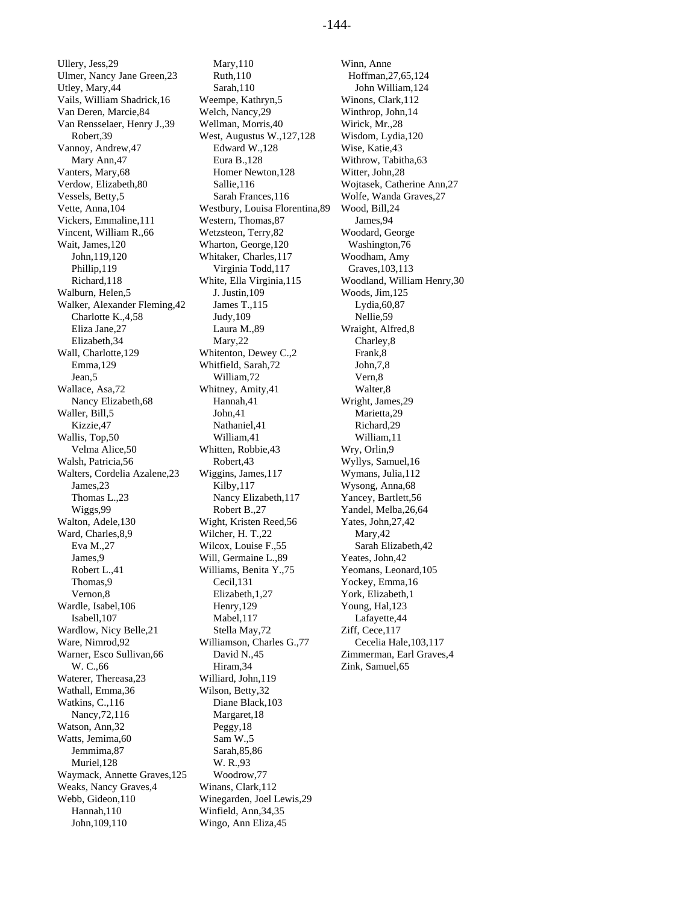Ullery, Jess,29
Ulmer, Nancy Jane Green,23
Utley, Mary,44
Vails, William Shadrick,16
Van Deren, Marcie,84
Van Rensselaer, Henry J.,39
    Robert,39
Vannoy, Andrew,47
    Mary Ann,47
Vanters, Mary,68
Verdow, Elizabeth,80
Vessels, Betty,5
Vette, Anna,104
Vickers, Emmaline,111
Vincent, William R.,66
Wait, James,120
    John,119,120
    Phillip,119
    Richard,118
Walburn, Helen,5
Walker, Alexander Fleming,42
    Charlotte K.,4,58
    Eliza Jane,27
    Elizabeth,34
Wall, Charlotte,129
    Emma,129
    Jean,5
Wallace, Asa,72
    Nancy Elizabeth,68
Waller, Bill,5
    Kizzie,47
Wallis, Top,50
    Velma Alice,50
Walsh, Patricia,56
Walters, Cordelia Azalene,23
    James,23
    Thomas L.,23
    Wiggs,99
Walton, Adele,130
Ward, Charles,8,9
    Eva M.,27
    James,9
    Robert L.,41
    Thomas,9
    Vernon,8
Wardle, Isabel,106
    Isabell,107
Wardlow, Nicy Belle,21
Ware, Nimrod,92
Warner, Esco Sullivan,66
    W. C.,66
Waterer, Thereasa,23
Wathall, Emma,36
Watkins, C.,116
    Nancy,72,116
Watson, Ann,32
Watts, Jemima,60
    Jemmima,87
    Muriel,128
Waymack, Annette Graves,125
Weaks, Nancy Graves,4
Webb, Gideon,110
    Hannah,110
    John,109,110
    Mary,110
    Ruth,110
    Sarah,110
Weempe, Kathryn,5
Welch, Nancy,29
Wellman, Morris,40
West, Augustus W.,127,128
    Edward W.,128
    Eura B.,128
    Homer Newton,128
    Sallie,116
    Sarah Frances,116
Westbury, Louisa Florentina,89
Western, Thomas,87
Wetzsteon, Terry,82
Wharton, George,120
Whitaker, Charles,117
    Virginia Todd,117
White, Ella Virginia,115
    J. Justin,109
    James T.,115
    Judy,109
    Laura M.,89
    Mary,22
Whitenton, Dewey C.,2
Whitfield, Sarah,72
    William,72
Whitney, Amity,41
    Hannah,41
    John,41
    Nathaniel,41
    William,41
Whitten, Robbie,43
    Robert,43
Wiggins, James,117
    Kilby,117
    Nancy Elizabeth,117
    Robert B.,27
Wight, Kristen Reed,56
Wilcher, H. T.,22
Wilcox, Louise F.,55
Will, Germaine L.,89
Williams, Benita Y.,75
    Cecil,131
    Elizabeth,1,27
    Henry,129
    Mabel,117
    Stella May,72
Williamson, Charles G.,77
    David N.,45
    Hiram,34
Williard, John,119
Wilson, Betty,32
    Diane Black,103
    Margaret,18
    Peggy,18
    Sam W.,5
    Sarah,85,86
    W. R.,93
    Woodrow,77
Winans, Clark,112
Winegarden, Joel Lewis,29
Winfield, Ann,34,35
Wingo, Ann Eliza,45
Winn, Anne
  Hoffman,27,65,124
    John William,124
Winons, Clark,112
Winthrop, John,14
Wirick, Mr.,28
Wisdom, Lydia,120
Wise, Katie,43
Withrow, Tabitha,63
Witter, John,28
Wojtasek, Catherine Ann,27
Wolfe, Wanda Graves,27
Wood, Bill,24
    James,94
Woodard, George
  Washington,76
Woodham, Amy
  Graves,103,113
Woodland, William Henry,30
Woods, Jim,125
    Lydia,60,87
    Nellie,59
Wraight, Alfred,8
    Charley,8
    Frank,8
    John,7,8
    Vern,8
    Walter,8
Wright, James,29
    Marietta,29
    Richard,29
    William,11
Wry, Orlin,9
Wyllys, Samuel,16
Wymans, Julia,112
Wysong, Anna,68
Yancey, Bartlett,56
Yandel, Melba,26,64
Yates, John,27,42
    Mary,42
    Sarah Elizabeth,42
Yeates, John,42
Yeomans, Leonard,105
Yockey, Emma,16
York, Elizabeth,1
Young, Hal,123
    Lafayette,44
Ziff, Cece,117
    Cecelia Hale,103,117
Zimmerman, Earl Graves,4
Zink, Samuel,65